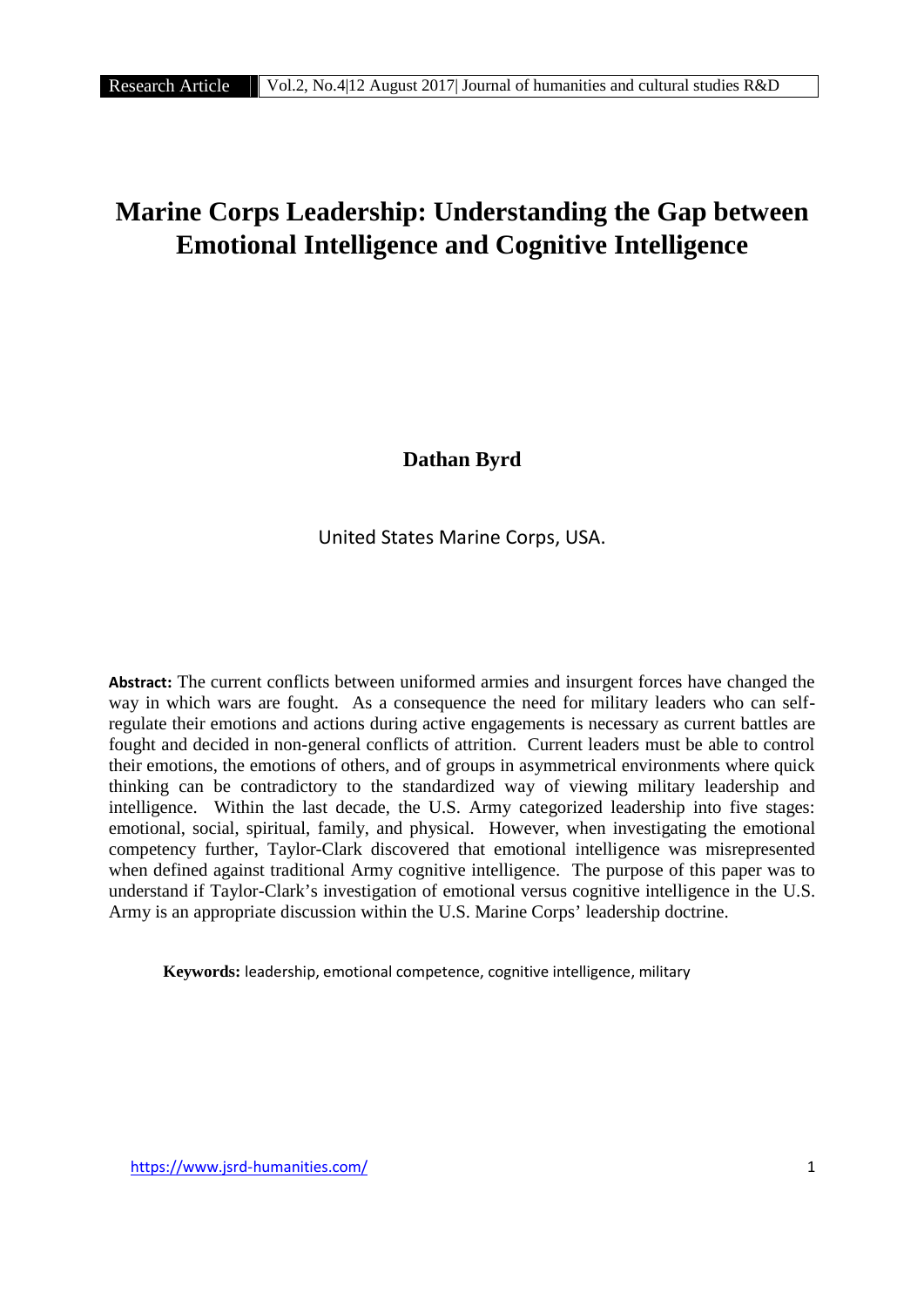# Marine Corps Leadership: Understanding the Gap between Emotional Intelligence and Cognitive Intelligence

**Dathan Byrd**

United States Marine Corps, USA.

**Abstract:** The current conflicts between uniformed armies and insurgent forces have changed the way in which wars are fought. As a consequence the need for military leaders who can self-regulate their emotions and actions during active engagements is necessary as current battles are fought and decided in non-general conflicts of attrition. Current leaders must be able to control their emotions, the emotions of others, and of groups in asymmetrical environments where quick thinking can be contradictory to the standardized way of viewing military leadership and intelligence. Within the last decade, the U.S. Army categorized leadership into five stages: emotional, social, spiritual, family, and physical. However, when investigating the emotional competency further, Taylor-Clark discovered that emotional intelligence was misrepresented when defined against traditional Army cognitive intelligence. The purpose of this paper was to understand if Taylor-Clark's investigation of emotional versus cognitive intelligence in the U.S. Army is an appropriate discussion within the U.S. Marine Corps' leadership doctrine.

**Keywords:** leadership, emotional competence, cognitive intelligence, military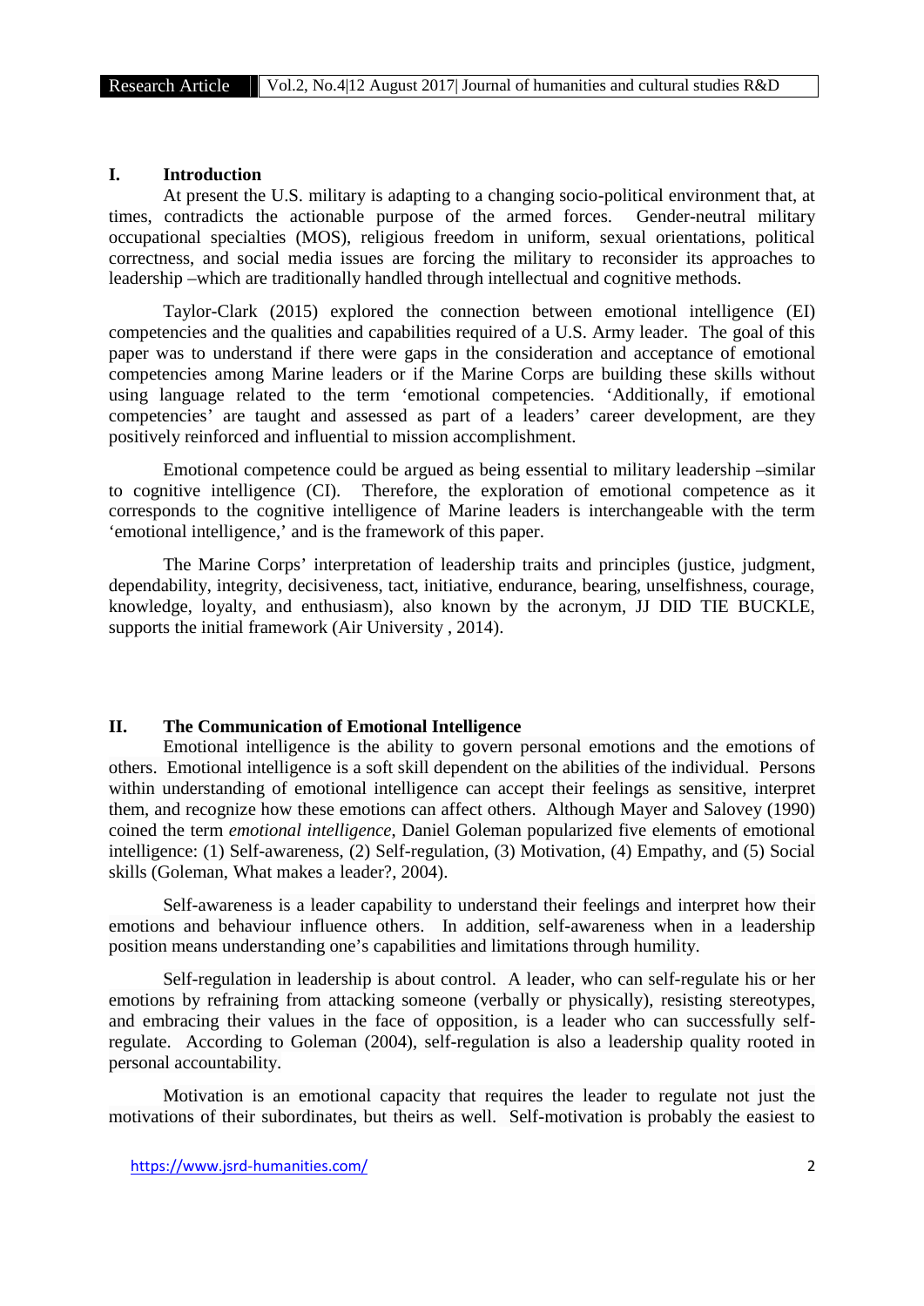## I. Introduction

At present the U.S. military is adapting to a changing socio-political environment that, at times, contradicts the actionable purpose of the armed forces. Gender-neutral military occupational specialties (MOS), religious freedom in uniform, sexual orientations, political correctness, and social media issues are forcing the military to reconsider its approaches to leadership –which are traditionally handled through intellectual and cognitive methods.

Taylor-Clark (2015) explored the connection between emotional intelligence (EI) competencies and the qualities and capabilities required of a U.S. Army leader. The goal of this paper was to understand if there were gaps in the consideration and acceptance of emotional competencies among Marine leaders or if the Marine Corps are building these skills without using language related to the term 'emotional competencies. 'Additionally, if emotional competencies' are taught and assessed as part of a leaders' career development, are they positively reinforced and influential to mission accomplishment.

Emotional competence could be argued as being essential to military leadership –similar to cognitive intelligence (CI). Therefore, the exploration of emotional competence as it corresponds to the cognitive intelligence of Marine leaders is interchangeable with the term 'emotional intelligence,' and is the framework of this paper.

The Marine Corps' interpretation of leadership traits and principles (justice, judgment, dependability, integrity, decisiveness, tact, initiative, endurance, bearing, unselfishness, courage, knowledge, loyalty, and enthusiasm), also known by the acronym, JJ DID TIE BUCKLE, supports the initial framework (Air University , 2014).

## II. The Communication of Emotional Intelligence

Emotional intelligence is the ability to govern personal emotions and the emotions of others. Emotional intelligence is a soft skill dependent on the abilities of the individual. Persons within understanding of emotional intelligence can accept their feelings as sensitive, interpret them, and recognize how these emotions can affect others. Although Mayer and Salovey (1990) coined the term *emotional intelligence*, Daniel Goleman popularized five elements of emotional intelligence: (1) Self-awareness, (2) Self-regulation, (3) Motivation, (4) Empathy, and (5) Social skills (Goleman, What makes a leader?, 2004).

Self-awareness is a leader capability to understand their feelings and interpret how their emotions and behaviour influence others. In addition, self-awareness when in a leadership position means understanding one's capabilities and limitations through humility.

Self-regulation in leadership is about control. A leader, who can self-regulate his or her emotions by refraining from attacking someone (verbally or physically), resisting stereotypes, and embracing their values in the face of opposition, is a leader who can successfully self-regulate. According to Goleman (2004), self-regulation is also a leadership quality rooted in personal accountability.

Motivation is an emotional capacity that requires the leader to regulate not just the motivations of their subordinates, but theirs as well. Self-motivation is probably the easiest to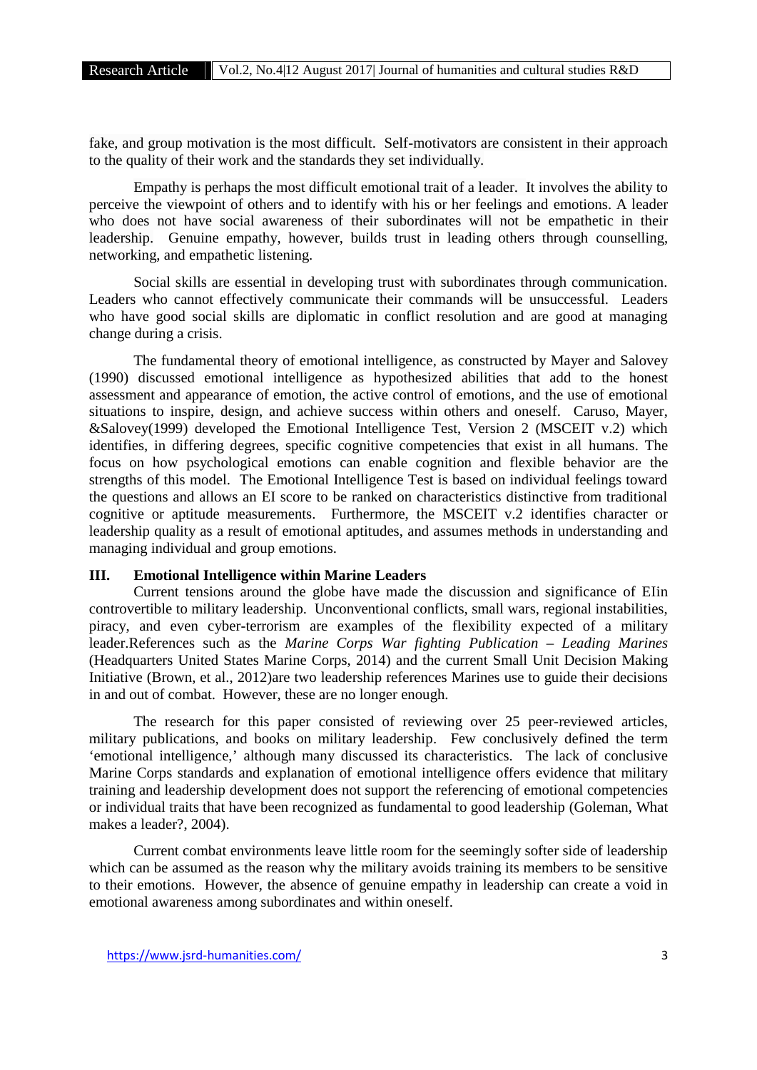fake, and group motivation is the most difficult. Self-motivators are consistent in their approach to the quality of their work and the standards they set individually.

Empathy is perhaps the most difficult emotional trait of a leader. It involves the ability to perceive the viewpoint of others and to identify with his or her feelings and emotions. A leader who does not have social awareness of their subordinates will not be empathetic in their leadership. Genuine empathy, however, builds trust in leading others through counselling, networking, and empathetic listening.

Social skills are essential in developing trust with subordinates through communication. Leaders who cannot effectively communicate their commands will be unsuccessful. Leaders who have good social skills are diplomatic in conflict resolution and are good at managing change during a crisis.

The fundamental theory of emotional intelligence, as constructed by Mayer and Salovey (1990) discussed emotional intelligence as hypothesized abilities that add to the honest assessment and appearance of emotion, the active control of emotions, and the use of emotional situations to inspire, design, and achieve success within others and oneself. Caruso, Mayer, &Salovey(1999) developed the Emotional Intelligence Test, Version 2 (MSCEIT v.2) which identifies, in differing degrees, specific cognitive competencies that exist in all humans. The focus on how psychological emotions can enable cognition and flexible behavior are the strengths of this model. The Emotional Intelligence Test is based on individual feelings toward the questions and allows an EI score to be ranked on characteristics distinctive from traditional cognitive or aptitude measurements. Furthermore, the MSCEIT v.2 identifies character or leadership quality as a result of emotional aptitudes, and assumes methods in understanding and managing individual and group emotions.

## III. Emotional Intelligence within Marine Leaders

Current tensions around the globe have made the discussion and significance of EIin controvertible to military leadership. Unconventional conflicts, small wars, regional instabilities, piracy, and even cyber-terrorism are examples of the flexibility expected of a military leader.References such as the *Marine Corps War fighting Publication – Leading Marines* (Headquarters United States Marine Corps, 2014) and the current Small Unit Decision Making Initiative (Brown, et al., 2012)are two leadership references Marines use to guide their decisions in and out of combat. However, these are no longer enough.

The research for this paper consisted of reviewing over 25 peer-reviewed articles, military publications, and books on military leadership. Few conclusively defined the term 'emotional intelligence,' although many discussed its characteristics. The lack of conclusive Marine Corps standards and explanation of emotional intelligence offers evidence that military training and leadership development does not support the referencing of emotional competencies or individual traits that have been recognized as fundamental to good leadership (Goleman, What makes a leader?, 2004).

Current combat environments leave little room for the seemingly softer side of leadership which can be assumed as the reason why the military avoids training its members to be sensitive to their emotions. However, the absence of genuine empathy in leadership can create a void in emotional awareness among subordinates and within oneself.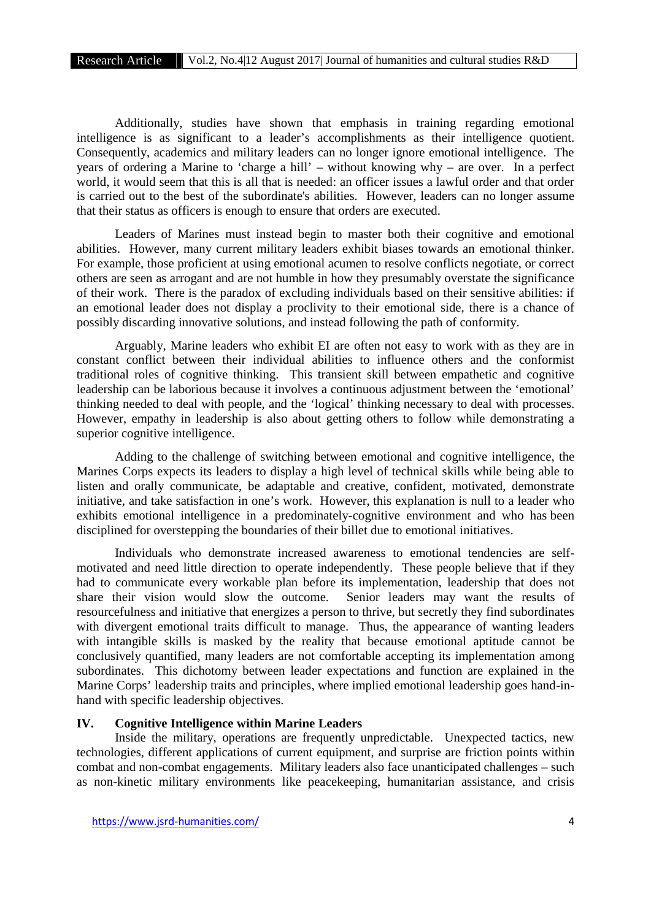Additionally, studies have shown that emphasis in training regarding emotional intelligence is as significant to a leader's accomplishments as their intelligence quotient. Consequently, academics and military leaders can no longer ignore emotional intelligence. The years of ordering a Marine to 'charge a hill' – without knowing why – are over. In a perfect world, it would seem that this is all that is needed: an officer issues a lawful order and that order is carried out to the best of the subordinate's abilities. However, leaders can no longer assume that their status as officers is enough to ensure that orders are executed.

Leaders of Marines must instead begin to master both their cognitive and emotional abilities. However, many current military leaders exhibit biases towards an emotional thinker. For example, those proficient at using emotional acumen to resolve conflicts negotiate, or correct others are seen as arrogant and are not humble in how they presumably overstate the significance of their work. There is the paradox of excluding individuals based on their sensitive abilities: if an emotional leader does not display a proclivity to their emotional side, there is a chance of possibly discarding innovative solutions, and instead following the path of conformity.

Arguably, Marine leaders who exhibit EI are often not easy to work with as they are in constant conflict between their individual abilities to influence others and the conformist traditional roles of cognitive thinking. This transient skill between empathetic and cognitive leadership can be laborious because it involves a continuous adjustment between the 'emotional' thinking needed to deal with people, and the 'logical' thinking necessary to deal with processes. However, empathy in leadership is also about getting others to follow while demonstrating a superior cognitive intelligence.

Adding to the challenge of switching between emotional and cognitive intelligence, the Marines Corps expects its leaders to display a high level of technical skills while being able to listen and orally communicate, be adaptable and creative, confident, motivated, demonstrate initiative, and take satisfaction in one's work. However, this explanation is null to a leader who exhibits emotional intelligence in a predominately-cognitive environment and who has been disciplined for overstepping the boundaries of their billet due to emotional initiatives.

Individuals who demonstrate increased awareness to emotional tendencies are self-motivated and need little direction to operate independently. These people believe that if they had to communicate every workable plan before its implementation, leadership that does not share their vision would slow the outcome. Senior leaders may want the results of resourcefulness and initiative that energizes a person to thrive, but secretly they find subordinates with divergent emotional traits difficult to manage. Thus, the appearance of wanting leaders with intangible skills is masked by the reality that because emotional aptitude cannot be conclusively quantified, many leaders are not comfortable accepting its implementation among subordinates. This dichotomy between leader expectations and function are explained in the Marine Corps' leadership traits and principles, where implied emotional leadership goes hand-in-hand with specific leadership objectives.

## IV. Cognitive Intelligence within Marine Leaders

Inside the military, operations are frequently unpredictable. Unexpected tactics, new technologies, different applications of current equipment, and surprise are friction points within combat and non-combat engagements. Military leaders also face unanticipated challenges – such as non-kinetic military environments like peacekeeping, humanitarian assistance, and crisis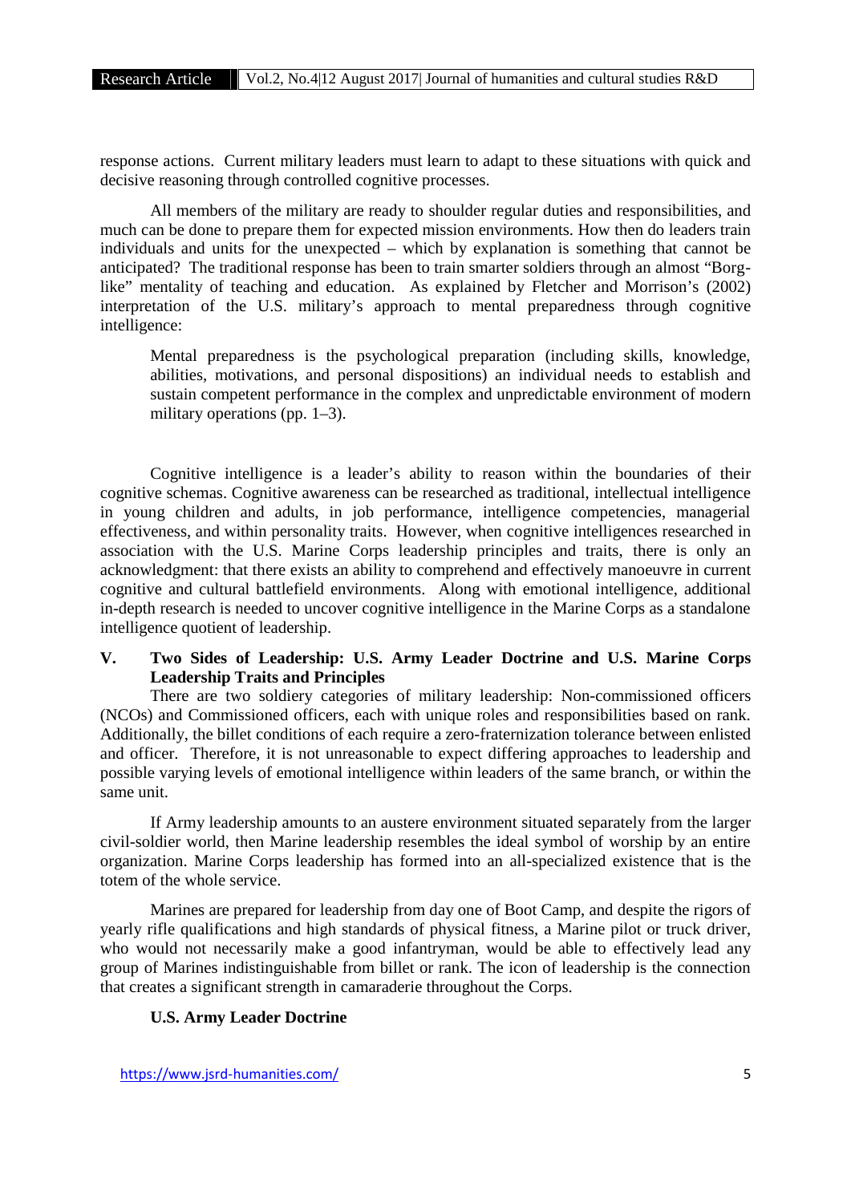response actions. Current military leaders must learn to adapt to these situations with quick and decisive reasoning through controlled cognitive processes.

All members of the military are ready to shoulder regular duties and responsibilities, and much can be done to prepare them for expected mission environments. How then do leaders train individuals and units for the unexpected – which by explanation is something that cannot be anticipated? The traditional response has been to train smarter soldiers through an almost "Borg-like" mentality of teaching and education. As explained by Fletcher and Morrison's (2002) interpretation of the U.S. military's approach to mental preparedness through cognitive intelligence:

> Mental preparedness is the psychological preparation (including skills, knowledge, abilities, motivations, and personal dispositions) an individual needs to establish and sustain competent performance in the complex and unpredictable environment of modern military operations (pp. 1–3).

Cognitive intelligence is a leader's ability to reason within the boundaries of their cognitive schemas. Cognitive awareness can be researched as traditional, intellectual intelligence in young children and adults, in job performance, intelligence competencies, managerial effectiveness, and within personality traits. However, when cognitive intelligences researched in association with the U.S. Marine Corps leadership principles and traits, there is only an acknowledgment: that there exists an ability to comprehend and effectively manoeuvre in current cognitive and cultural battlefield environments. Along with emotional intelligence, additional in-depth research is needed to uncover cognitive intelligence in the Marine Corps as a standalone intelligence quotient of leadership.

## V. Two Sides of Leadership: U.S. Army Leader Doctrine and U.S. Marine Corps Leadership Traits and Principles

There are two soldiery categories of military leadership: Non-commissioned officers (NCOs) and Commissioned officers, each with unique roles and responsibilities based on rank. Additionally, the billet conditions of each require a zero-fraternization tolerance between enlisted and officer. Therefore, it is not unreasonable to expect differing approaches to leadership and possible varying levels of emotional intelligence within leaders of the same branch, or within the same unit.

If Army leadership amounts to an austere environment situated separately from the larger civil-soldier world, then Marine leadership resembles the ideal symbol of worship by an entire organization. Marine Corps leadership has formed into an all-specialized existence that is the totem of the whole service.

Marines are prepared for leadership from day one of Boot Camp, and despite the rigors of yearly rifle qualifications and high standards of physical fitness, a Marine pilot or truck driver, who would not necessarily make a good infantryman, would be able to effectively lead any group of Marines indistinguishable from billet or rank. The icon of leadership is the connection that creates a significant strength in camaraderie throughout the Corps.

### U.S. Army Leader Doctrine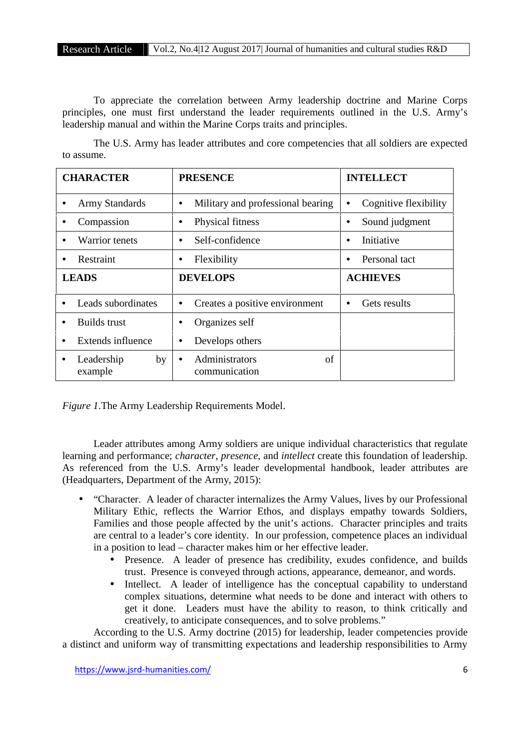To appreciate the correlation between Army leadership doctrine and Marine Corps principles, one must first understand the leader requirements outlined in the U.S. Army's leadership manual and within the Marine Corps traits and principles.

The U.S. Army has leader attributes and core competencies that all soldiers are expected to assume.

| **CHARACTER** | **PRESENCE** | **INTELLECT** |
|---|---|---|
| • Army Standards | • Military and professional bearing | • Cognitive flexibility |
| • Compassion | • Physical fitness | • Sound judgment |
| • Warrior tenets | • Self-confidence | • Initiative |
| • Restraint | • Flexibility | • Personal tact |
| **LEADS** | **DEVELOPS** | **ACHIEVES** |
| • Leads subordinates | • Creates a positive environment | • Gets results |
| • Builds trust | • Organizes self | |
| • Extends influence | • Develops others | |
| • Leadership by example | • Administrators of communication | |

*Figure 1*.The Army Leadership Requirements Model.

Leader attributes among Army soldiers are unique individual characteristics that regulate learning and performance; *character*, *presence*, and *intellect* create this foundation of leadership. As referenced from the U.S. Army's leader developmental handbook, leader attributes are (Headquarters, Department of the Army, 2015):

- "Character. A leader of character internalizes the Army Values, lives by our Professional Military Ethic, reflects the Warrior Ethos, and displays empathy towards Soldiers, Families and those people affected by the unit's actions. Character principles and traits are central to a leader's core identity. In our profession, competence places an individual in a position to lead – character makes him or her effective leader.
    - Presence. A leader of presence has credibility, exudes confidence, and builds trust. Presence is conveyed through actions, appearance, demeanor, and words.
    - Intellect. A leader of intelligence has the conceptual capability to understand complex situations, determine what needs to be done and interact with others to get it done. Leaders must have the ability to reason, to think critically and creatively, to anticipate consequences, and to solve problems."

According to the U.S. Army doctrine (2015) for leadership, leader competencies provide a distinct and uniform way of transmitting expectations and leadership responsibilities to Army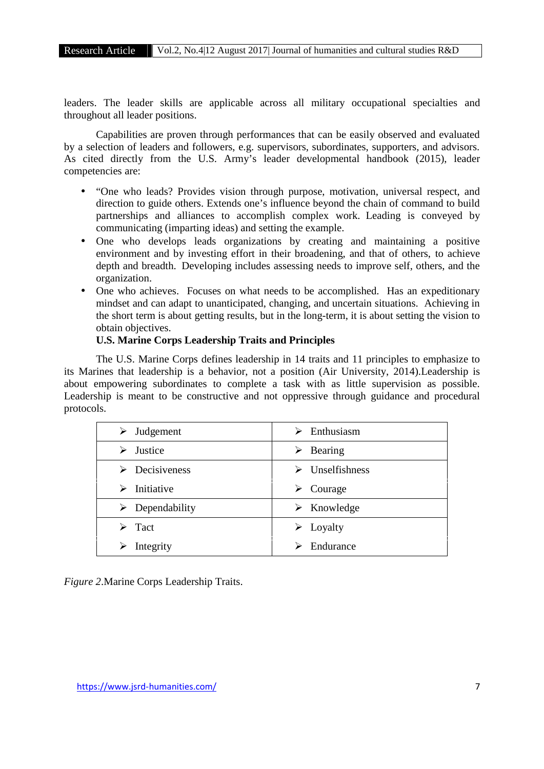leaders. The leader skills are applicable across all military occupational specialties and throughout all leader positions.

Capabilities are proven through performances that can be easily observed and evaluated by a selection of leaders and followers, e.g. supervisors, subordinates, supporters, and advisors. As cited directly from the U.S. Army's leader developmental handbook (2015), leader competencies are:

- "One who leads? Provides vision through purpose, motivation, universal respect, and direction to guide others. Extends one's influence beyond the chain of command to build partnerships and alliances to accomplish complex work. Leading is conveyed by communicating (imparting ideas) and setting the example.
- One who develops leads organizations by creating and maintaining a positive environment and by investing effort in their broadening, and that of others, to achieve depth and breadth. Developing includes assessing needs to improve self, others, and the organization.
- One who achieves. Focuses on what needs to be accomplished. Has an expeditionary mindset and can adapt to unanticipated, changing, and uncertain situations. Achieving in the short term is about getting results, but in the long-term, it is about setting the vision to obtain objectives.

**U.S. Marine Corps Leadership Traits and Principles**

The U.S. Marine Corps defines leadership in 14 traits and 11 principles to emphasize to its Marines that leadership is a behavior, not a position (Air University, 2014).Leadership is about empowering subordinates to complete a task with as little supervision as possible. Leadership is meant to be constructive and not oppressive through guidance and procedural protocols.

| | |
|---|---|
| ➢ Judgement | ➢ Enthusiasm |
| ➢ Justice | ➢ Bearing |
| ➢ Decisiveness | ➢ Unselfishness |
| ➢ Initiative | ➢ Courage |
| ➢ Dependability | ➢ Knowledge |
| ➢ Tact | ➢ Loyalty |
| ➢ Integrity | ➢ Endurance |

*Figure 2*.Marine Corps Leadership Traits.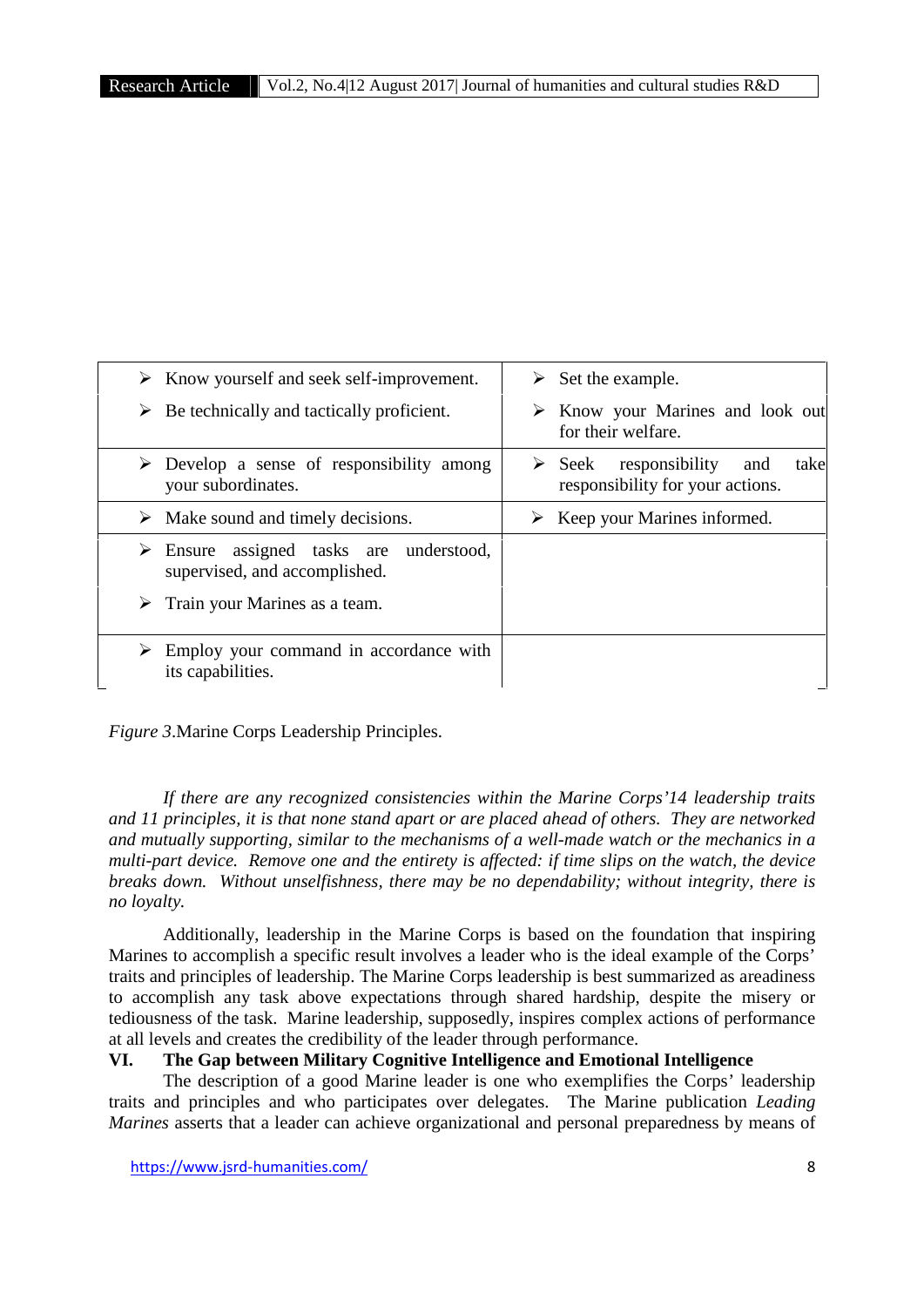| | |
|---|---|
| ➢ Know yourself and seek self-improvement.<br>➢ Be technically and tactically proficient. | ➢ Set the example.<br>➢ Know your Marines and look out for their welfare. |
| ➢ Develop a sense of responsibility among your subordinates. | ➢ Seek responsibility and take responsibility for your actions. |
| ➢ Make sound and timely decisions. | ➢ Keep your Marines informed. |
| ➢ Ensure assigned tasks are understood, supervised, and accomplished.<br>➢ Train your Marines as a team. | |
| ➢ Employ your command in accordance with its capabilities. | |

*Figure 3*.Marine Corps Leadership Principles.

*If there are any recognized consistencies within the Marine Corps'14 leadership traits and 11 principles, it is that none stand apart or are placed ahead of others. They are networked and mutually supporting, similar to the mechanisms of a well-made watch or the mechanics in a multi-part device. Remove one and the entirety is affected: if time slips on the watch, the device breaks down. Without unselfishness, there may be no dependability; without integrity, there is no loyalty.*

Additionally, leadership in the Marine Corps is based on the foundation that inspiring Marines to accomplish a specific result involves a leader who is the ideal example of the Corps' traits and principles of leadership. The Marine Corps leadership is best summarized as areadiness to accomplish any task above expectations through shared hardship, despite the misery or tediousness of the task. Marine leadership, supposedly, inspires complex actions of performance at all levels and creates the credibility of the leader through performance.

## VI. The Gap between Military Cognitive Intelligence and Emotional Intelligence

The description of a good Marine leader is one who exemplifies the Corps' leadership traits and principles and who participates over delegates. The Marine publication *Leading Marines* asserts that a leader can achieve organizational and personal preparedness by means of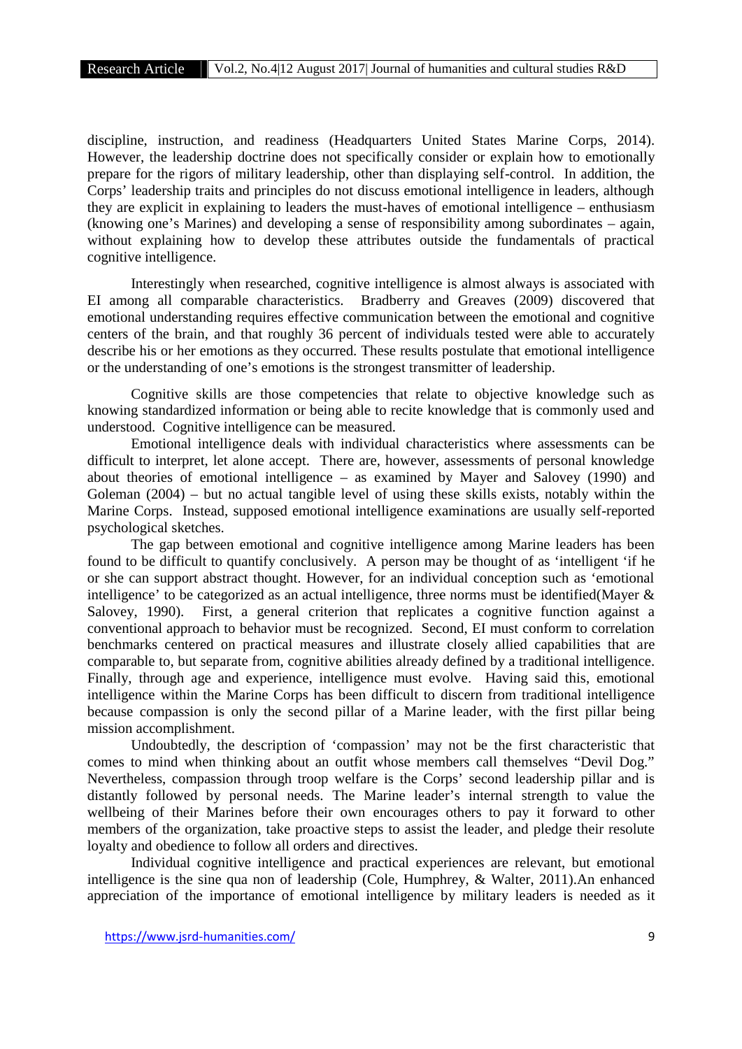discipline, instruction, and readiness (Headquarters United States Marine Corps, 2014). However, the leadership doctrine does not specifically consider or explain how to emotionally prepare for the rigors of military leadership, other than displaying self-control. In addition, the Corps' leadership traits and principles do not discuss emotional intelligence in leaders, although they are explicit in explaining to leaders the must-haves of emotional intelligence – enthusiasm (knowing one's Marines) and developing a sense of responsibility among subordinates – again, without explaining how to develop these attributes outside the fundamentals of practical cognitive intelligence.

Interestingly when researched, cognitive intelligence is almost always is associated with EI among all comparable characteristics. Bradberry and Greaves (2009) discovered that emotional understanding requires effective communication between the emotional and cognitive centers of the brain, and that roughly 36 percent of individuals tested were able to accurately describe his or her emotions as they occurred. These results postulate that emotional intelligence or the understanding of one's emotions is the strongest transmitter of leadership.

Cognitive skills are those competencies that relate to objective knowledge such as knowing standardized information or being able to recite knowledge that is commonly used and understood. Cognitive intelligence can be measured.

Emotional intelligence deals with individual characteristics where assessments can be difficult to interpret, let alone accept. There are, however, assessments of personal knowledge about theories of emotional intelligence – as examined by Mayer and Salovey (1990) and Goleman (2004) – but no actual tangible level of using these skills exists, notably within the Marine Corps. Instead, supposed emotional intelligence examinations are usually self-reported psychological sketches.

The gap between emotional and cognitive intelligence among Marine leaders has been found to be difficult to quantify conclusively. A person may be thought of as 'intelligent 'if he or she can support abstract thought. However, for an individual conception such as 'emotional intelligence' to be categorized as an actual intelligence, three norms must be identified(Mayer & Salovey, 1990). First, a general criterion that replicates a cognitive function against a conventional approach to behavior must be recognized. Second, EI must conform to correlation benchmarks centered on practical measures and illustrate closely allied capabilities that are comparable to, but separate from, cognitive abilities already defined by a traditional intelligence. Finally, through age and experience, intelligence must evolve. Having said this, emotional intelligence within the Marine Corps has been difficult to discern from traditional intelligence because compassion is only the second pillar of a Marine leader, with the first pillar being mission accomplishment.

Undoubtedly, the description of 'compassion' may not be the first characteristic that comes to mind when thinking about an outfit whose members call themselves "Devil Dog." Nevertheless, compassion through troop welfare is the Corps' second leadership pillar and is distantly followed by personal needs. The Marine leader's internal strength to value the wellbeing of their Marines before their own encourages others to pay it forward to other members of the organization, take proactive steps to assist the leader, and pledge their resolute loyalty and obedience to follow all orders and directives.

Individual cognitive intelligence and practical experiences are relevant, but emotional intelligence is the sine qua non of leadership (Cole, Humphrey, & Walter, 2011).An enhanced appreciation of the importance of emotional intelligence by military leaders is needed as it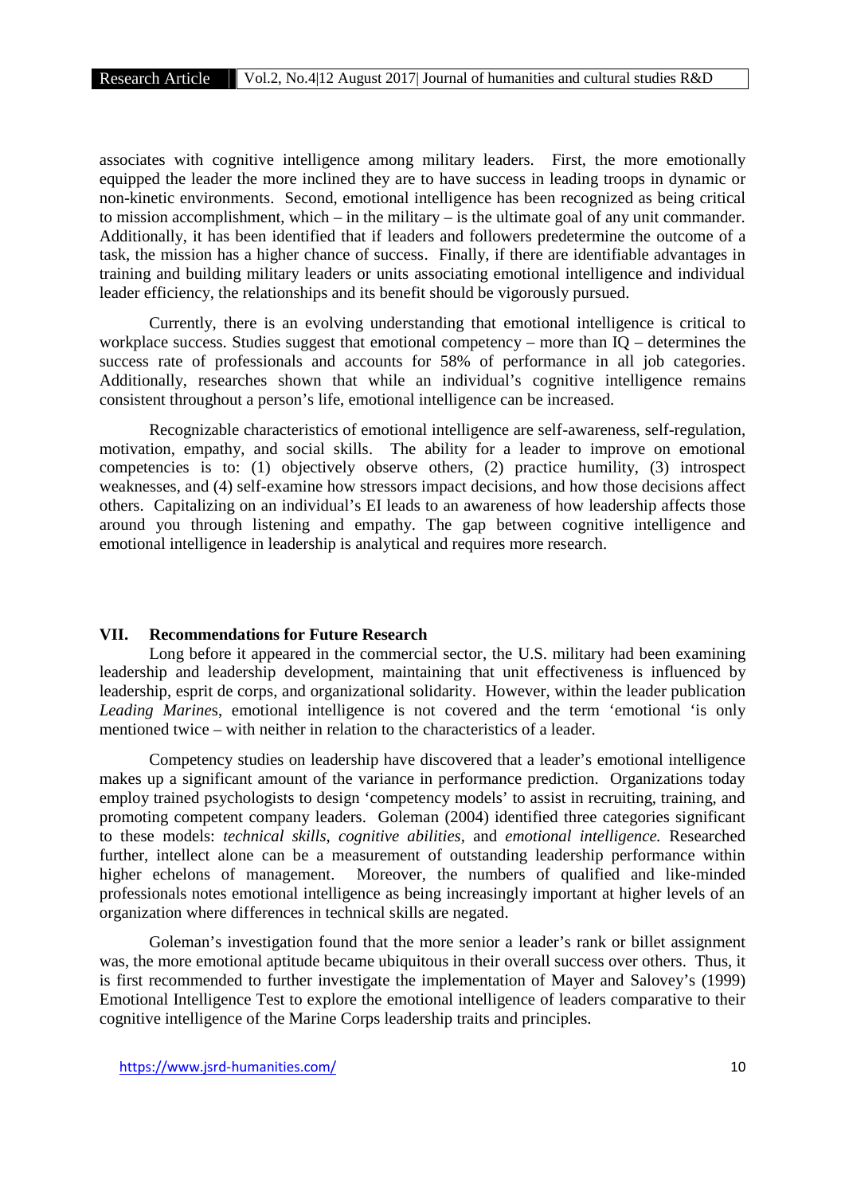associates with cognitive intelligence among military leaders. First, the more emotionally equipped the leader the more inclined they are to have success in leading troops in dynamic or non-kinetic environments. Second, emotional intelligence has been recognized as being critical to mission accomplishment, which – in the military – is the ultimate goal of any unit commander. Additionally, it has been identified that if leaders and followers predetermine the outcome of a task, the mission has a higher chance of success. Finally, if there are identifiable advantages in training and building military leaders or units associating emotional intelligence and individual leader efficiency, the relationships and its benefit should be vigorously pursued.

Currently, there is an evolving understanding that emotional intelligence is critical to workplace success. Studies suggest that emotional competency – more than IQ – determines the success rate of professionals and accounts for 58% of performance in all job categories. Additionally, researches shown that while an individual's cognitive intelligence remains consistent throughout a person's life, emotional intelligence can be increased.

Recognizable characteristics of emotional intelligence are self-awareness, self-regulation, motivation, empathy, and social skills. The ability for a leader to improve on emotional competencies is to: (1) objectively observe others, (2) practice humility, (3) introspect weaknesses, and (4) self-examine how stressors impact decisions, and how those decisions affect others. Capitalizing on an individual's EI leads to an awareness of how leadership affects those around you through listening and empathy. The gap between cognitive intelligence and emotional intelligence in leadership is analytical and requires more research.

## VII. Recommendations for Future Research

Long before it appeared in the commercial sector, the U.S. military had been examining leadership and leadership development, maintaining that unit effectiveness is influenced by leadership, esprit de corps, and organizational solidarity. However, within the leader publication *Leading Marine*s, emotional intelligence is not covered and the term 'emotional 'is only mentioned twice – with neither in relation to the characteristics of a leader.

Competency studies on leadership have discovered that a leader's emotional intelligence makes up a significant amount of the variance in performance prediction. Organizations today employ trained psychologists to design 'competency models' to assist in recruiting, training, and promoting competent company leaders. Goleman (2004) identified three categories significant to these models: *technical skills*, *cognitive abilities*, and *emotional intelligence.* Researched further, intellect alone can be a measurement of outstanding leadership performance within higher echelons of management. Moreover, the numbers of qualified and like-minded professionals notes emotional intelligence as being increasingly important at higher levels of an organization where differences in technical skills are negated.

Goleman's investigation found that the more senior a leader's rank or billet assignment was, the more emotional aptitude became ubiquitous in their overall success over others. Thus, it is first recommended to further investigate the implementation of Mayer and Salovey's (1999) Emotional Intelligence Test to explore the emotional intelligence of leaders comparative to their cognitive intelligence of the Marine Corps leadership traits and principles.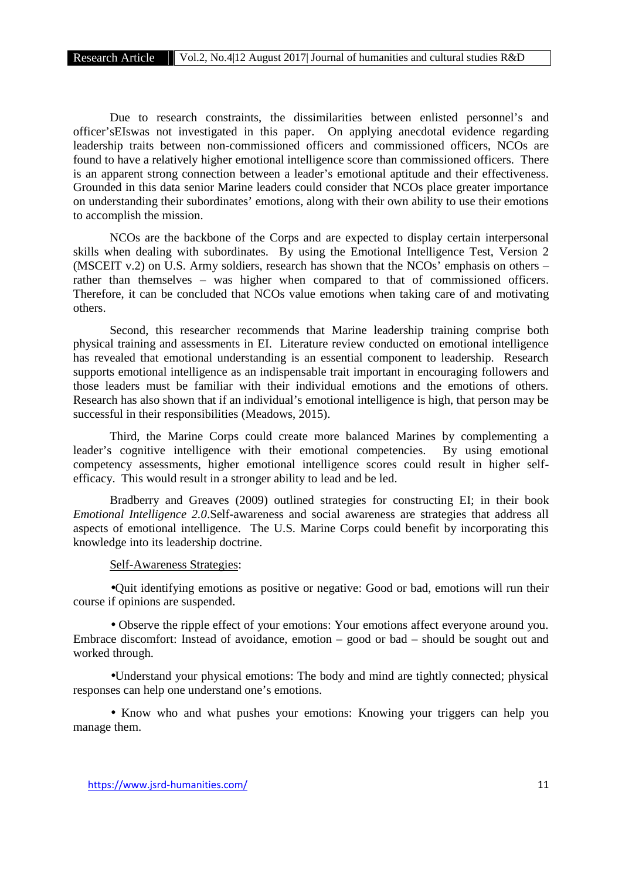Due to research constraints, the dissimilarities between enlisted personnel's and officer'sEIswas not investigated in this paper. On applying anecdotal evidence regarding leadership traits between non-commissioned officers and commissioned officers, NCOs are found to have a relatively higher emotional intelligence score than commissioned officers. There is an apparent strong connection between a leader's emotional aptitude and their effectiveness. Grounded in this data senior Marine leaders could consider that NCOs place greater importance on understanding their subordinates' emotions, along with their own ability to use their emotions to accomplish the mission.

NCOs are the backbone of the Corps and are expected to display certain interpersonal skills when dealing with subordinates. By using the Emotional Intelligence Test, Version 2 (MSCEIT v.2) on U.S. Army soldiers, research has shown that the NCOs' emphasis on others – rather than themselves – was higher when compared to that of commissioned officers. Therefore, it can be concluded that NCOs value emotions when taking care of and motivating others.

Second, this researcher recommends that Marine leadership training comprise both physical training and assessments in EI. Literature review conducted on emotional intelligence has revealed that emotional understanding is an essential component to leadership. Research supports emotional intelligence as an indispensable trait important in encouraging followers and those leaders must be familiar with their individual emotions and the emotions of others. Research has also shown that if an individual's emotional intelligence is high, that person may be successful in their responsibilities (Meadows, 2015).

Third, the Marine Corps could create more balanced Marines by complementing a leader's cognitive intelligence with their emotional competencies. By using emotional competency assessments, higher emotional intelligence scores could result in higher self-efficacy. This would result in a stronger ability to lead and be led.

Bradberry and Greaves (2009) outlined strategies for constructing EI; in their book *Emotional Intelligence 2.0*.Self-awareness and social awareness are strategies that address all aspects of emotional intelligence. The U.S. Marine Corps could benefit by incorporating this knowledge into its leadership doctrine.

<u>Self-Awareness Strategies</u>:

- Quit identifying emotions as positive or negative: Good or bad, emotions will run their course if opinions are suspended.

- Observe the ripple effect of your emotions: Your emotions affect everyone around you. Embrace discomfort: Instead of avoidance, emotion – good or bad – should be sought out and worked through.

- Understand your physical emotions: The body and mind are tightly connected; physical responses can help one understand one's emotions.

- Know who and what pushes your emotions: Knowing your triggers can help you manage them.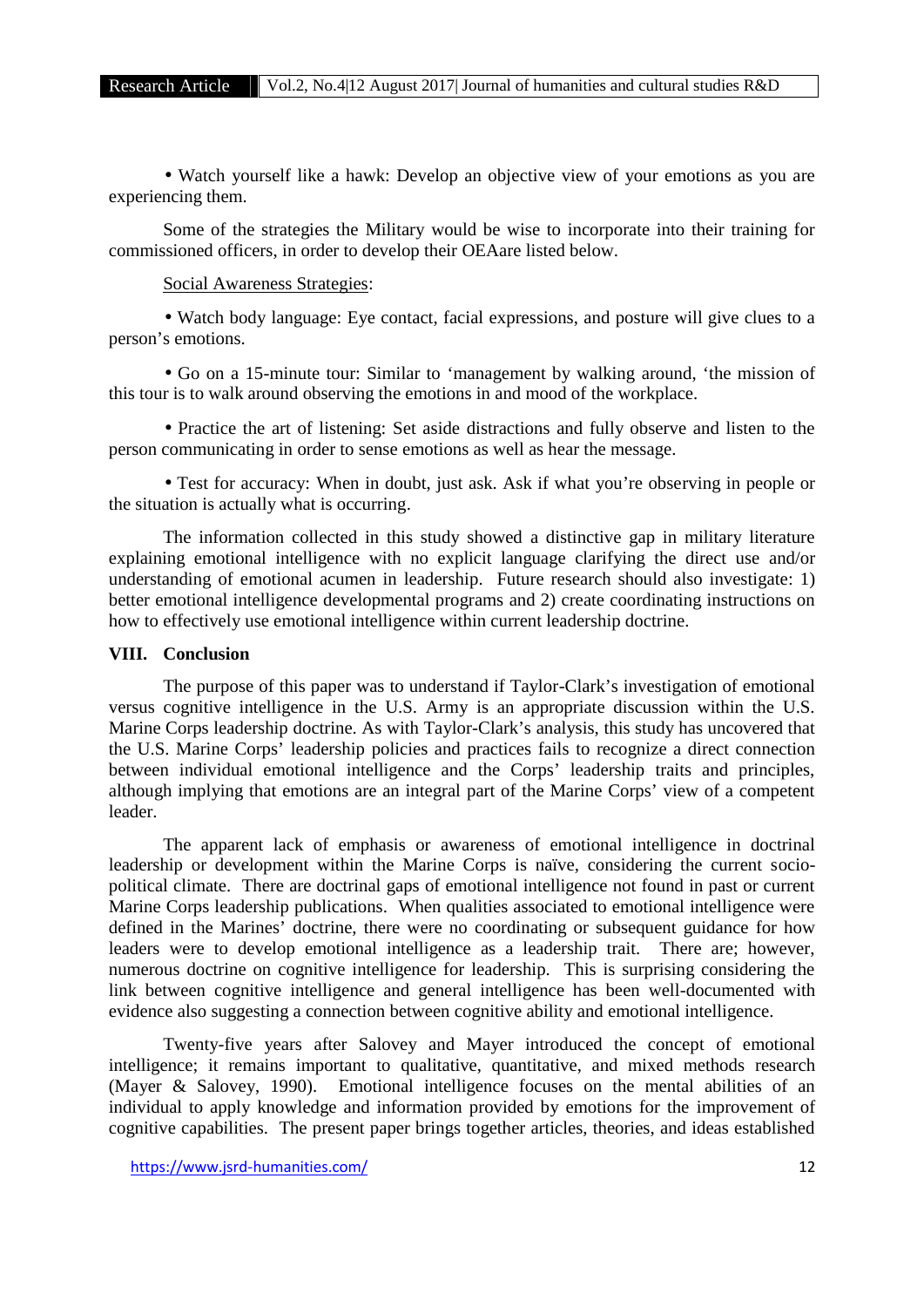- Watch yourself like a hawk: Develop an objective view of your emotions as you are experiencing them.

Some of the strategies the Military would be wise to incorporate into their training for commissioned officers, in order to develop their OEAare listed below.

Social Awareness Strategies:

- Watch body language: Eye contact, facial expressions, and posture will give clues to a person's emotions.

- Go on a 15-minute tour: Similar to 'management by walking around, 'the mission of this tour is to walk around observing the emotions in and mood of the workplace.

- Practice the art of listening: Set aside distractions and fully observe and listen to the person communicating in order to sense emotions as well as hear the message.

- Test for accuracy: When in doubt, just ask. Ask if what you're observing in people or the situation is actually what is occurring.

The information collected in this study showed a distinctive gap in military literature explaining emotional intelligence with no explicit language clarifying the direct use and/or understanding of emotional acumen in leadership. Future research should also investigate: 1) better emotional intelligence developmental programs and 2) create coordinating instructions on how to effectively use emotional intelligence within current leadership doctrine.

## VIII. Conclusion

The purpose of this paper was to understand if Taylor-Clark's investigation of emotional versus cognitive intelligence in the U.S. Army is an appropriate discussion within the U.S. Marine Corps leadership doctrine. As with Taylor-Clark's analysis, this study has uncovered that the U.S. Marine Corps' leadership policies and practices fails to recognize a direct connection between individual emotional intelligence and the Corps' leadership traits and principles, although implying that emotions are an integral part of the Marine Corps' view of a competent leader.

The apparent lack of emphasis or awareness of emotional intelligence in doctrinal leadership or development within the Marine Corps is naïve, considering the current socio-political climate. There are doctrinal gaps of emotional intelligence not found in past or current Marine Corps leadership publications. When qualities associated to emotional intelligence were defined in the Marines' doctrine, there were no coordinating or subsequent guidance for how leaders were to develop emotional intelligence as a leadership trait. There are; however, numerous doctrine on cognitive intelligence for leadership. This is surprising considering the link between cognitive intelligence and general intelligence has been well-documented with evidence also suggesting a connection between cognitive ability and emotional intelligence.

Twenty-five years after Salovey and Mayer introduced the concept of emotional intelligence; it remains important to qualitative, quantitative, and mixed methods research (Mayer & Salovey, 1990). Emotional intelligence focuses on the mental abilities of an individual to apply knowledge and information provided by emotions for the improvement of cognitive capabilities. The present paper brings together articles, theories, and ideas established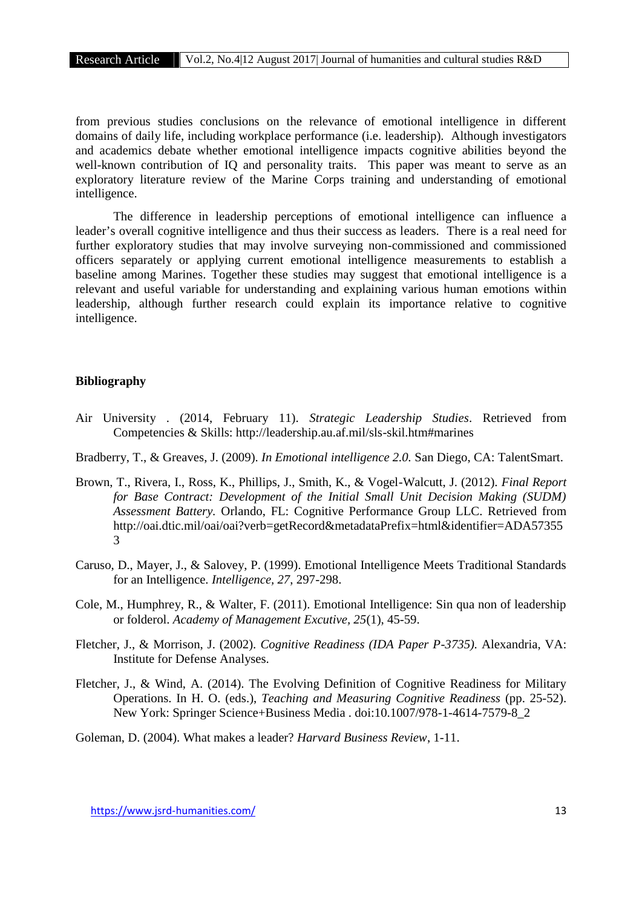from previous studies conclusions on the relevance of emotional intelligence in different domains of daily life, including workplace performance (i.e. leadership). Although investigators and academics debate whether emotional intelligence impacts cognitive abilities beyond the well-known contribution of IQ and personality traits. This paper was meant to serve as an exploratory literature review of the Marine Corps training and understanding of emotional intelligence.

The difference in leadership perceptions of emotional intelligence can influence a leader's overall cognitive intelligence and thus their success as leaders. There is a real need for further exploratory studies that may involve surveying non-commissioned and commissioned officers separately or applying current emotional intelligence measurements to establish a baseline among Marines. Together these studies may suggest that emotional intelligence is a relevant and useful variable for understanding and explaining various human emotions within leadership, although further research could explain its importance relative to cognitive intelligence.

**Bibliography**

Air University . (2014, February 11). *Strategic Leadership Studies*. Retrieved from Competencies & Skills: http://leadership.au.af.mil/sls-skil.htm#marines

Bradberry, T., & Greaves, J. (2009). *In Emotional intelligence 2.0.* San Diego, CA: TalentSmart.

Brown, T., Rivera, I., Ross, K., Phillips, J., Smith, K., & Vogel-Walcutt, J. (2012). *Final Report for Base Contract: Development of the Initial Small Unit Decision Making (SUDM) Assessment Battery.* Orlando, FL: Cognitive Performance Group LLC. Retrieved from http://oai.dtic.mil/oai/oai?verb=getRecord&metadataPrefix=html&identifier=ADA573553

Caruso, D., Mayer, J., & Salovey, P. (1999). Emotional Intelligence Meets Traditional Standards for an Intelligence. *Intelligence, 27*, 297-298.

Cole, M., Humphrey, R., & Walter, F. (2011). Emotional Intelligence: Sin qua non of leadership or folderol. *Academy of Management Excutive, 25*(1), 45-59.

Fletcher, J., & Morrison, J. (2002). *Cognitive Readiness (IDA Paper P-3735).* Alexandria, VA: Institute for Defense Analyses.

Fletcher, J., & Wind, A. (2014). The Evolving Definition of Cognitive Readiness for Military Operations. In H. O. (eds.), *Teaching and Measuring Cognitive Readiness* (pp. 25-52). New York: Springer Science+Business Media . doi:10.1007/978-1-4614-7579-8_2

Goleman, D. (2004). What makes a leader? *Harvard Business Review*, 1-11.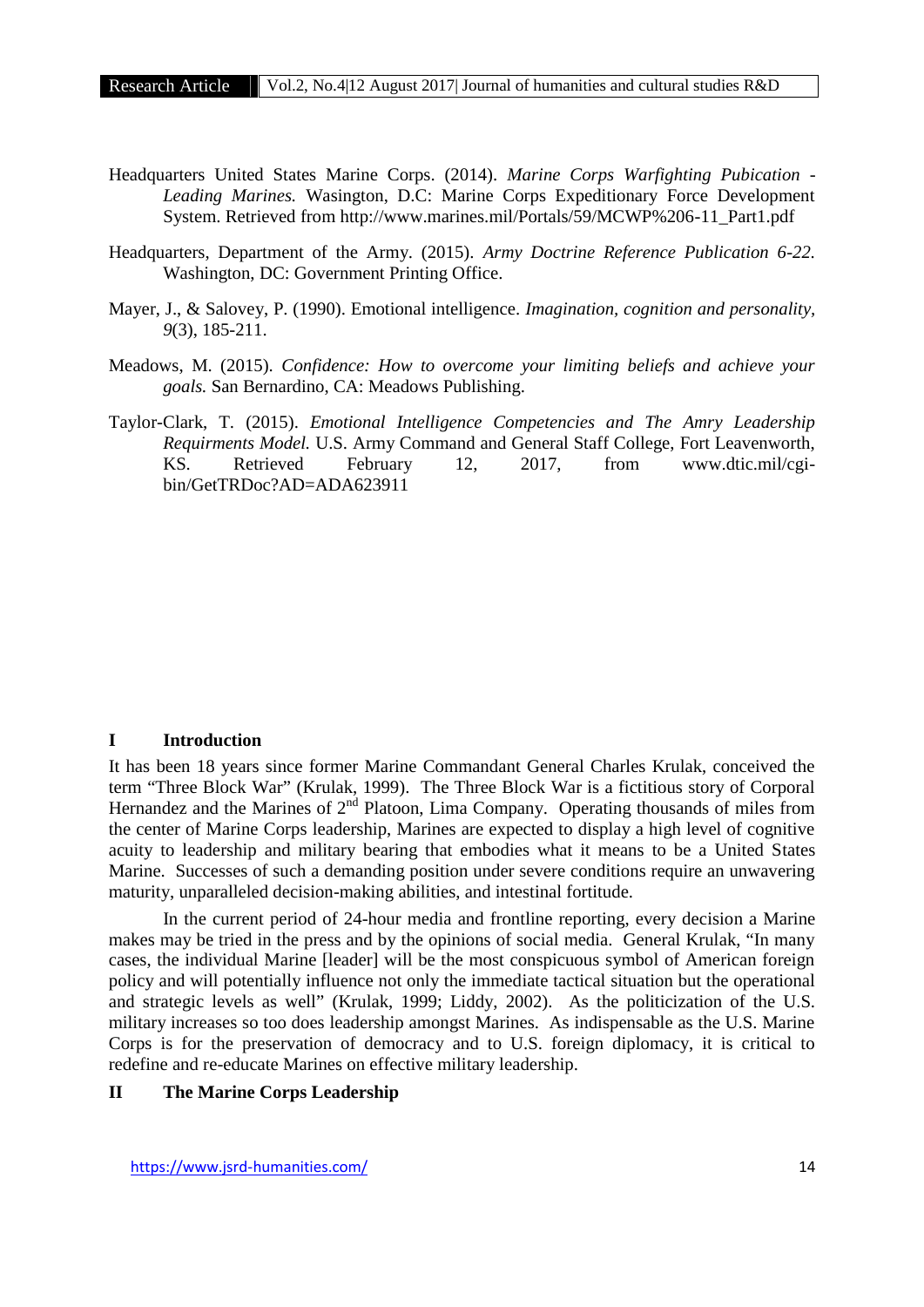Headquarters United States Marine Corps. (2014). *Marine Corps Warfighting Pubication - Leading Marines.* Wasington, D.C: Marine Corps Expeditionary Force Development System. Retrieved from http://www.marines.mil/Portals/59/MCWP%206-11_Part1.pdf

Headquarters, Department of the Army. (2015). *Army Doctrine Reference Publication 6-22.* Washington, DC: Government Printing Office.

Mayer, J., & Salovey, P. (1990). Emotional intelligence. *Imagination, cognition and personality, 9*(3), 185-211.

Meadows, M. (2015). *Confidence: How to overcome your limiting beliefs and achieve your goals.* San Bernardino, CA: Meadows Publishing.

Taylor-Clark, T. (2015). *Emotional Intelligence Competencies and The Amry Leadership Requirments Model.* U.S. Army Command and General Staff College, Fort Leavenworth, KS. Retrieved February 12, 2017, from www.dtic.mil/cgi-bin/GetTRDoc?AD=ADA623911

## I Introduction

It has been 18 years since former Marine Commandant General Charles Krulak, conceived the term "Three Block War" (Krulak, 1999). The Three Block War is a fictitious story of Corporal Hernandez and the Marines of 2nd Platoon, Lima Company. Operating thousands of miles from the center of Marine Corps leadership, Marines are expected to display a high level of cognitive acuity to leadership and military bearing that embodies what it means to be a United States Marine. Successes of such a demanding position under severe conditions require an unwavering maturity, unparalleled decision-making abilities, and intestinal fortitude.

In the current period of 24-hour media and frontline reporting, every decision a Marine makes may be tried in the press and by the opinions of social media. General Krulak, "In many cases, the individual Marine [leader] will be the most conspicuous symbol of American foreign policy and will potentially influence not only the immediate tactical situation but the operational and strategic levels as well" (Krulak, 1999; Liddy, 2002). As the politicization of the U.S. military increases so too does leadership amongst Marines. As indispensable as the U.S. Marine Corps is for the preservation of democracy and to U.S. foreign diplomacy, it is critical to redefine and re-educate Marines on effective military leadership.

## II The Marine Corps Leadership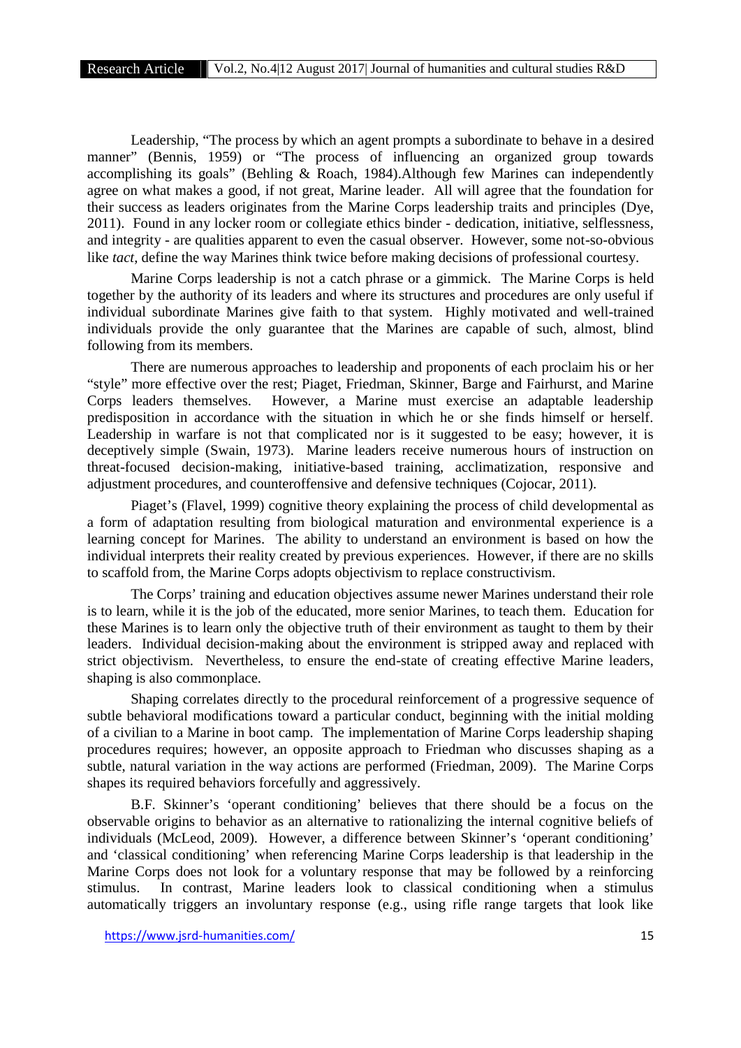Leadership, "The process by which an agent prompts a subordinate to behave in a desired manner" (Bennis, 1959) or "The process of influencing an organized group towards accomplishing its goals" (Behling & Roach, 1984).Although few Marines can independently agree on what makes a good, if not great, Marine leader. All will agree that the foundation for their success as leaders originates from the Marine Corps leadership traits and principles (Dye, 2011). Found in any locker room or collegiate ethics binder - dedication, initiative, selflessness, and integrity - are qualities apparent to even the casual observer. However, some not-so-obvious like *tact*, define the way Marines think twice before making decisions of professional courtesy.

Marine Corps leadership is not a catch phrase or a gimmick. The Marine Corps is held together by the authority of its leaders and where its structures and procedures are only useful if individual subordinate Marines give faith to that system. Highly motivated and well-trained individuals provide the only guarantee that the Marines are capable of such, almost, blind following from its members.

There are numerous approaches to leadership and proponents of each proclaim his or her "style" more effective over the rest; Piaget, Friedman, Skinner, Barge and Fairhurst, and Marine Corps leaders themselves. However, a Marine must exercise an adaptable leadership predisposition in accordance with the situation in which he or she finds himself or herself. Leadership in warfare is not that complicated nor is it suggested to be easy; however, it is deceptively simple (Swain, 1973). Marine leaders receive numerous hours of instruction on threat-focused decision-making, initiative-based training, acclimatization, responsive and adjustment procedures, and counteroffensive and defensive techniques (Cojocar, 2011).

Piaget's (Flavel, 1999) cognitive theory explaining the process of child developmental as a form of adaptation resulting from biological maturation and environmental experience is a learning concept for Marines. The ability to understand an environment is based on how the individual interprets their reality created by previous experiences. However, if there are no skills to scaffold from, the Marine Corps adopts objectivism to replace constructivism.

The Corps' training and education objectives assume newer Marines understand their role is to learn, while it is the job of the educated, more senior Marines, to teach them. Education for these Marines is to learn only the objective truth of their environment as taught to them by their leaders. Individual decision-making about the environment is stripped away and replaced with strict objectivism. Nevertheless, to ensure the end-state of creating effective Marine leaders, shaping is also commonplace.

Shaping correlates directly to the procedural reinforcement of a progressive sequence of subtle behavioral modifications toward a particular conduct, beginning with the initial molding of a civilian to a Marine in boot camp. The implementation of Marine Corps leadership shaping procedures requires; however, an opposite approach to Friedman who discusses shaping as a subtle, natural variation in the way actions are performed (Friedman, 2009). The Marine Corps shapes its required behaviors forcefully and aggressively.

B.F. Skinner's 'operant conditioning' believes that there should be a focus on the observable origins to behavior as an alternative to rationalizing the internal cognitive beliefs of individuals (McLeod, 2009). However, a difference between Skinner's 'operant conditioning' and 'classical conditioning' when referencing Marine Corps leadership is that leadership in the Marine Corps does not look for a voluntary response that may be followed by a reinforcing stimulus. In contrast, Marine leaders look to classical conditioning when a stimulus automatically triggers an involuntary response (e.g., using rifle range targets that look like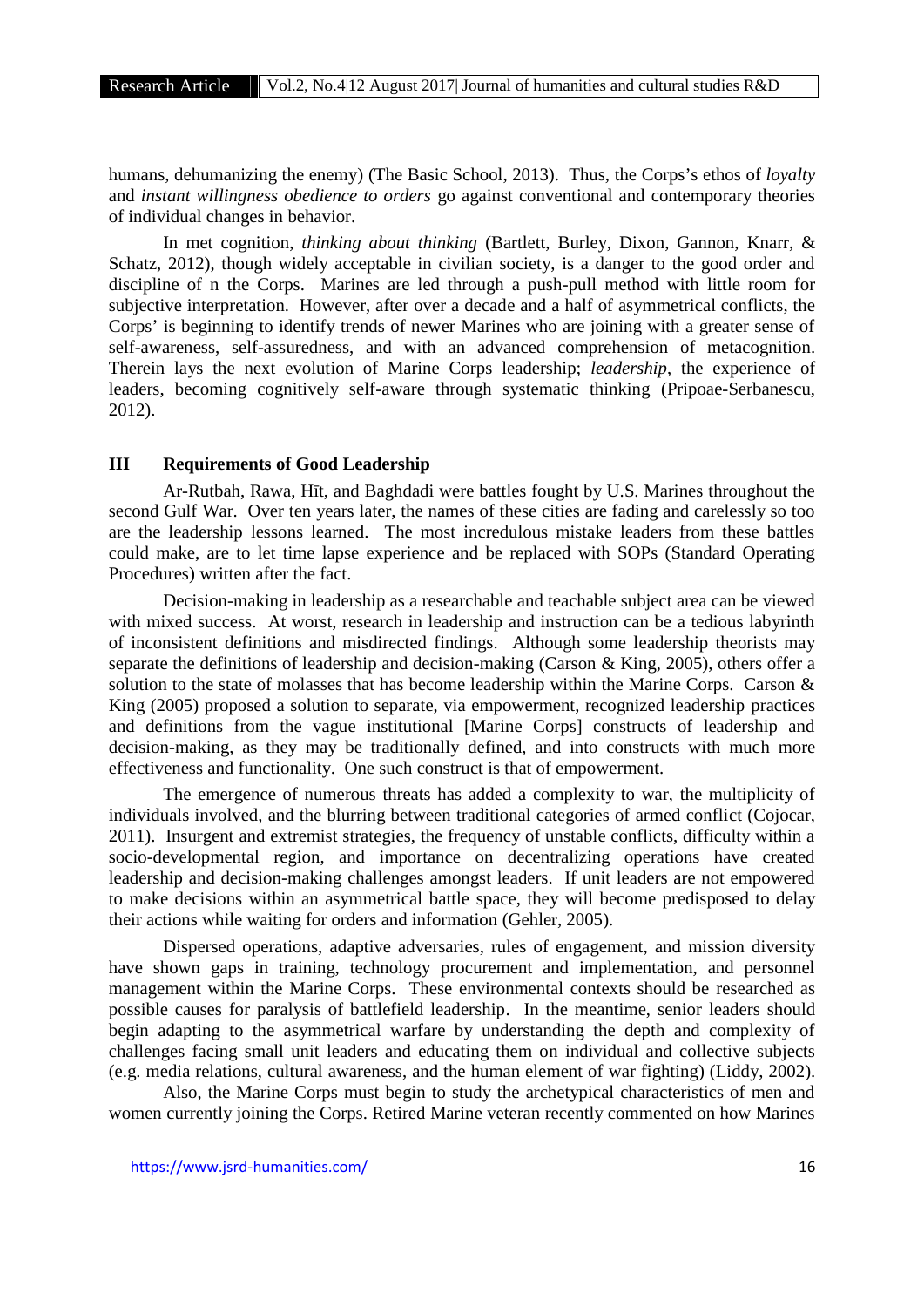humans, dehumanizing the enemy) (The Basic School, 2013). Thus, the Corps's ethos of *loyalty* and *instant willingness obedience to orders* go against conventional and contemporary theories of individual changes in behavior.

In met cognition, *thinking about thinking* (Bartlett, Burley, Dixon, Gannon, Knarr, & Schatz, 2012), though widely acceptable in civilian society, is a danger to the good order and discipline of n the Corps. Marines are led through a push-pull method with little room for subjective interpretation. However, after over a decade and a half of asymmetrical conflicts, the Corps' is beginning to identify trends of newer Marines who are joining with a greater sense of self-awareness, self-assuredness, and with an advanced comprehension of metacognition. Therein lays the next evolution of Marine Corps leadership; *leadership*, the experience of leaders, becoming cognitively self-aware through systematic thinking (Pripoae-Serbanescu, 2012).

## III Requirements of Good Leadership

Ar-Rutbah, Rawa, Hīt, and Baghdadi were battles fought by U.S. Marines throughout the second Gulf War. Over ten years later, the names of these cities are fading and carelessly so too are the leadership lessons learned. The most incredulous mistake leaders from these battles could make, are to let time lapse experience and be replaced with SOPs (Standard Operating Procedures) written after the fact.

Decision-making in leadership as a researchable and teachable subject area can be viewed with mixed success. At worst, research in leadership and instruction can be a tedious labyrinth of inconsistent definitions and misdirected findings. Although some leadership theorists may separate the definitions of leadership and decision-making (Carson & King, 2005), others offer a solution to the state of molasses that has become leadership within the Marine Corps. Carson & King (2005) proposed a solution to separate, via empowerment, recognized leadership practices and definitions from the vague institutional [Marine Corps] constructs of leadership and decision-making, as they may be traditionally defined, and into constructs with much more effectiveness and functionality. One such construct is that of empowerment.

The emergence of numerous threats has added a complexity to war, the multiplicity of individuals involved, and the blurring between traditional categories of armed conflict (Cojocar, 2011). Insurgent and extremist strategies, the frequency of unstable conflicts, difficulty within a socio-developmental region, and importance on decentralizing operations have created leadership and decision-making challenges amongst leaders. If unit leaders are not empowered to make decisions within an asymmetrical battle space, they will become predisposed to delay their actions while waiting for orders and information (Gehler, 2005).

Dispersed operations, adaptive adversaries, rules of engagement, and mission diversity have shown gaps in training, technology procurement and implementation, and personnel management within the Marine Corps. These environmental contexts should be researched as possible causes for paralysis of battlefield leadership. In the meantime, senior leaders should begin adapting to the asymmetrical warfare by understanding the depth and complexity of challenges facing small unit leaders and educating them on individual and collective subjects (e.g. media relations, cultural awareness, and the human element of war fighting) (Liddy, 2002).

Also, the Marine Corps must begin to study the archetypical characteristics of men and women currently joining the Corps. Retired Marine veteran recently commented on how Marines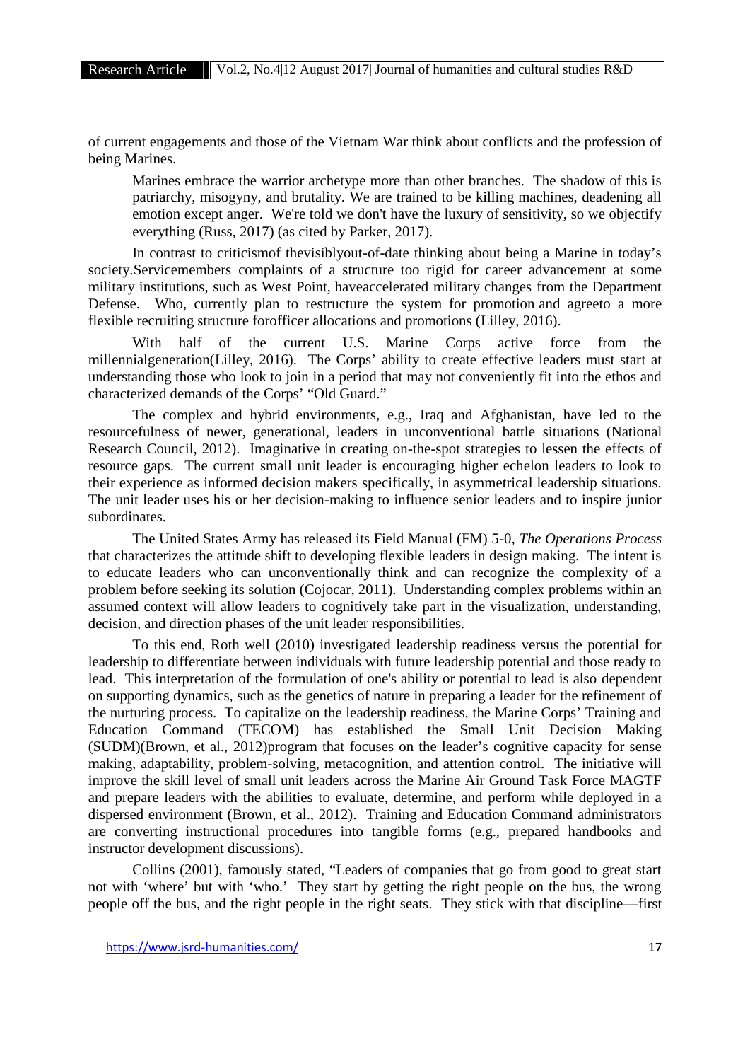of current engagements and those of the Vietnam War think about conflicts and the profession of being Marines.

> Marines embrace the warrior archetype more than other branches. The shadow of this is patriarchy, misogyny, and brutality. We are trained to be killing machines, deadening all emotion except anger. We're told we don't have the luxury of sensitivity, so we objectify everything (Russ, 2017) (as cited by Parker, 2017).

In contrast to criticismof thevisiblyout-of-date thinking about being a Marine in today's society.Servicemembers complaints of a structure too rigid for career advancement at some military institutions, such as West Point, haveaccelerated military changes from the Department Defense. Who, currently plan to restructure the system for promotion and agreeto a more flexible recruiting structure forofficer allocations and promotions (Lilley, 2016).

With half of the current U.S. Marine Corps active force from the millennialgeneration(Lilley, 2016). The Corps' ability to create effective leaders must start at understanding those who look to join in a period that may not conveniently fit into the ethos and characterized demands of the Corps' "Old Guard."

The complex and hybrid environments, e.g., Iraq and Afghanistan, have led to the resourcefulness of newer, generational, leaders in unconventional battle situations (National Research Council, 2012). Imaginative in creating on-the-spot strategies to lessen the effects of resource gaps. The current small unit leader is encouraging higher echelon leaders to look to their experience as informed decision makers specifically, in asymmetrical leadership situations. The unit leader uses his or her decision-making to influence senior leaders and to inspire junior subordinates.

The United States Army has released its Field Manual (FM) 5-0, *The Operations Process* that characterizes the attitude shift to developing flexible leaders in design making. The intent is to educate leaders who can unconventionally think and can recognize the complexity of a problem before seeking its solution (Cojocar, 2011). Understanding complex problems within an assumed context will allow leaders to cognitively take part in the visualization, understanding, decision, and direction phases of the unit leader responsibilities.

To this end, Roth well (2010) investigated leadership readiness versus the potential for leadership to differentiate between individuals with future leadership potential and those ready to lead. This interpretation of the formulation of one's ability or potential to lead is also dependent on supporting dynamics, such as the genetics of nature in preparing a leader for the refinement of the nurturing process. To capitalize on the leadership readiness, the Marine Corps' Training and Education Command (TECOM) has established the Small Unit Decision Making (SUDM)(Brown, et al., 2012)program that focuses on the leader's cognitive capacity for sense making, adaptability, problem-solving, metacognition, and attention control. The initiative will improve the skill level of small unit leaders across the Marine Air Ground Task Force MAGTF and prepare leaders with the abilities to evaluate, determine, and perform while deployed in a dispersed environment (Brown, et al., 2012). Training and Education Command administrators are converting instructional procedures into tangible forms (e.g., prepared handbooks and instructor development discussions).

Collins (2001), famously stated, "Leaders of companies that go from good to great start not with 'where' but with 'who.' They start by getting the right people on the bus, the wrong people off the bus, and the right people in the right seats. They stick with that discipline—first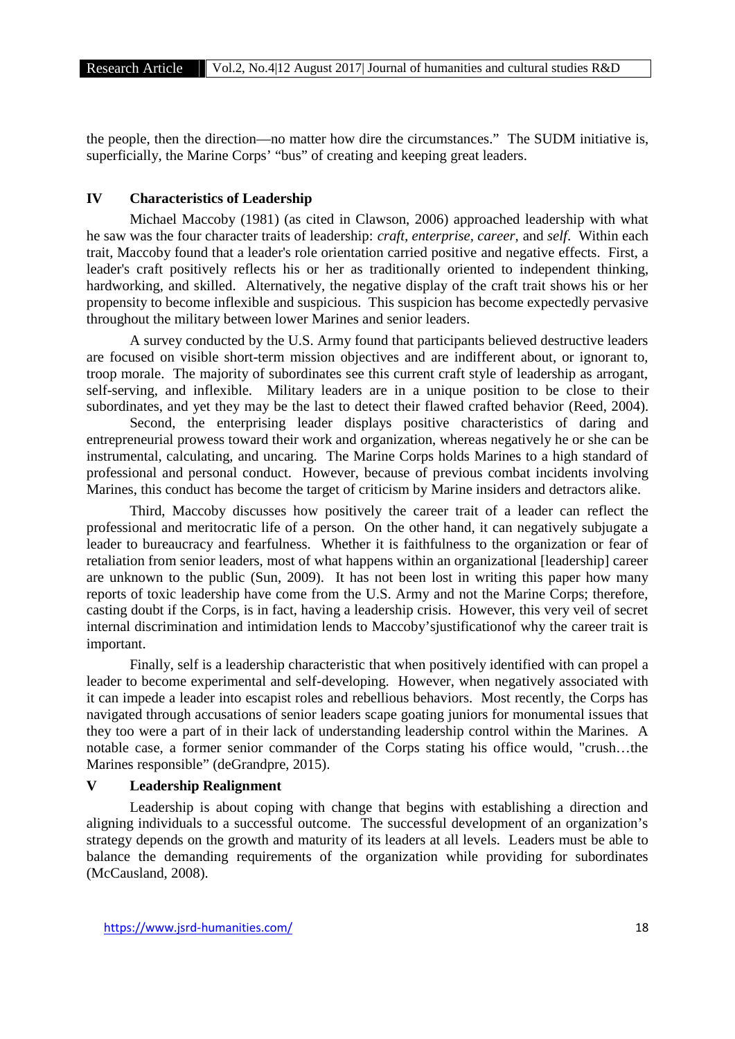the people, then the direction—no matter how dire the circumstances." The SUDM initiative is, superficially, the Marine Corps' "bus" of creating and keeping great leaders.

## IV Characteristics of Leadership

Michael Maccoby (1981) (as cited in Clawson, 2006) approached leadership with what he saw was the four character traits of leadership: *craft, enterprise, career,* and *self*. Within each trait, Maccoby found that a leader's role orientation carried positive and negative effects. First, a leader's craft positively reflects his or her as traditionally oriented to independent thinking, hardworking, and skilled. Alternatively, the negative display of the craft trait shows his or her propensity to become inflexible and suspicious. This suspicion has become expectedly pervasive throughout the military between lower Marines and senior leaders.

A survey conducted by the U.S. Army found that participants believed destructive leaders are focused on visible short-term mission objectives and are indifferent about, or ignorant to, troop morale. The majority of subordinates see this current craft style of leadership as arrogant, self-serving, and inflexible. Military leaders are in a unique position to be close to their subordinates, and yet they may be the last to detect their flawed crafted behavior (Reed, 2004).

Second, the enterprising leader displays positive characteristics of daring and entrepreneurial prowess toward their work and organization, whereas negatively he or she can be instrumental, calculating, and uncaring. The Marine Corps holds Marines to a high standard of professional and personal conduct. However, because of previous combat incidents involving Marines, this conduct has become the target of criticism by Marine insiders and detractors alike.

Third, Maccoby discusses how positively the career trait of a leader can reflect the professional and meritocratic life of a person. On the other hand, it can negatively subjugate a leader to bureaucracy and fearfulness. Whether it is faithfulness to the organization or fear of retaliation from senior leaders, most of what happens within an organizational [leadership] career are unknown to the public (Sun, 2009). It has not been lost in writing this paper how many reports of toxic leadership have come from the U.S. Army and not the Marine Corps; therefore, casting doubt if the Corps, is in fact, having a leadership crisis. However, this very veil of secret internal discrimination and intimidation lends to Maccoby'sjustificationof why the career trait is important.

Finally, self is a leadership characteristic that when positively identified with can propel a leader to become experimental and self-developing. However, when negatively associated with it can impede a leader into escapist roles and rebellious behaviors. Most recently, the Corps has navigated through accusations of senior leaders scape goating juniors for monumental issues that they too were a part of in their lack of understanding leadership control within the Marines. A notable case, a former senior commander of the Corps stating his office would, "crush…the Marines responsible" (deGrandpre, 2015).

## V Leadership Realignment

Leadership is about coping with change that begins with establishing a direction and aligning individuals to a successful outcome. The successful development of an organization's strategy depends on the growth and maturity of its leaders at all levels. Leaders must be able to balance the demanding requirements of the organization while providing for subordinates (McCausland, 2008).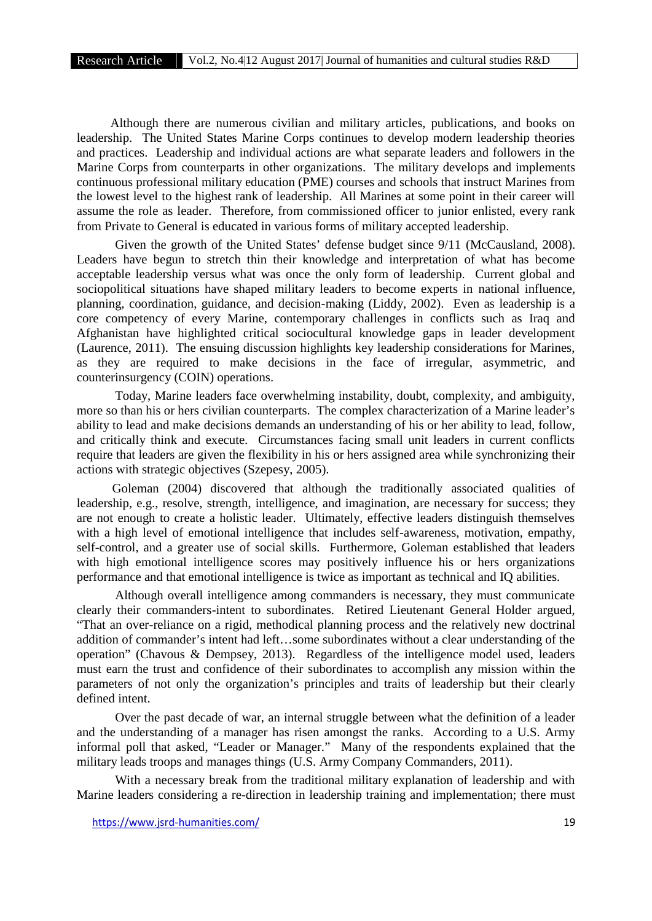Although there are numerous civilian and military articles, publications, and books on leadership. The United States Marine Corps continues to develop modern leadership theories and practices. Leadership and individual actions are what separate leaders and followers in the Marine Corps from counterparts in other organizations. The military develops and implements continuous professional military education (PME) courses and schools that instruct Marines from the lowest level to the highest rank of leadership. All Marines at some point in their career will assume the role as leader. Therefore, from commissioned officer to junior enlisted, every rank from Private to General is educated in various forms of military accepted leadership.

Given the growth of the United States' defense budget since 9/11 (McCausland, 2008). Leaders have begun to stretch thin their knowledge and interpretation of what has become acceptable leadership versus what was once the only form of leadership. Current global and sociopolitical situations have shaped military leaders to become experts in national influence, planning, coordination, guidance, and decision-making (Liddy, 2002). Even as leadership is a core competency of every Marine, contemporary challenges in conflicts such as Iraq and Afghanistan have highlighted critical sociocultural knowledge gaps in leader development (Laurence, 2011). The ensuing discussion highlights key leadership considerations for Marines, as they are required to make decisions in the face of irregular, asymmetric, and counterinsurgency (COIN) operations.

Today, Marine leaders face overwhelming instability, doubt, complexity, and ambiguity, more so than his or hers civilian counterparts. The complex characterization of a Marine leader's ability to lead and make decisions demands an understanding of his or her ability to lead, follow, and critically think and execute. Circumstances facing small unit leaders in current conflicts require that leaders are given the flexibility in his or hers assigned area while synchronizing their actions with strategic objectives (Szepesy, 2005).

Goleman (2004) discovered that although the traditionally associated qualities of leadership, e.g., resolve, strength, intelligence, and imagination, are necessary for success; they are not enough to create a holistic leader. Ultimately, effective leaders distinguish themselves with a high level of emotional intelligence that includes self-awareness, motivation, empathy, self-control, and a greater use of social skills. Furthermore, Goleman established that leaders with high emotional intelligence scores may positively influence his or hers organizations performance and that emotional intelligence is twice as important as technical and IQ abilities.

Although overall intelligence among commanders is necessary, they must communicate clearly their commanders-intent to subordinates. Retired Lieutenant General Holder argued, "That an over-reliance on a rigid, methodical planning process and the relatively new doctrinal addition of commander's intent had left…some subordinates without a clear understanding of the operation" (Chavous & Dempsey, 2013). Regardless of the intelligence model used, leaders must earn the trust and confidence of their subordinates to accomplish any mission within the parameters of not only the organization's principles and traits of leadership but their clearly defined intent.

Over the past decade of war, an internal struggle between what the definition of a leader and the understanding of a manager has risen amongst the ranks. According to a U.S. Army informal poll that asked, "Leader or Manager." Many of the respondents explained that the military leads troops and manages things (U.S. Army Company Commanders, 2011).

With a necessary break from the traditional military explanation of leadership and with Marine leaders considering a re-direction in leadership training and implementation; there must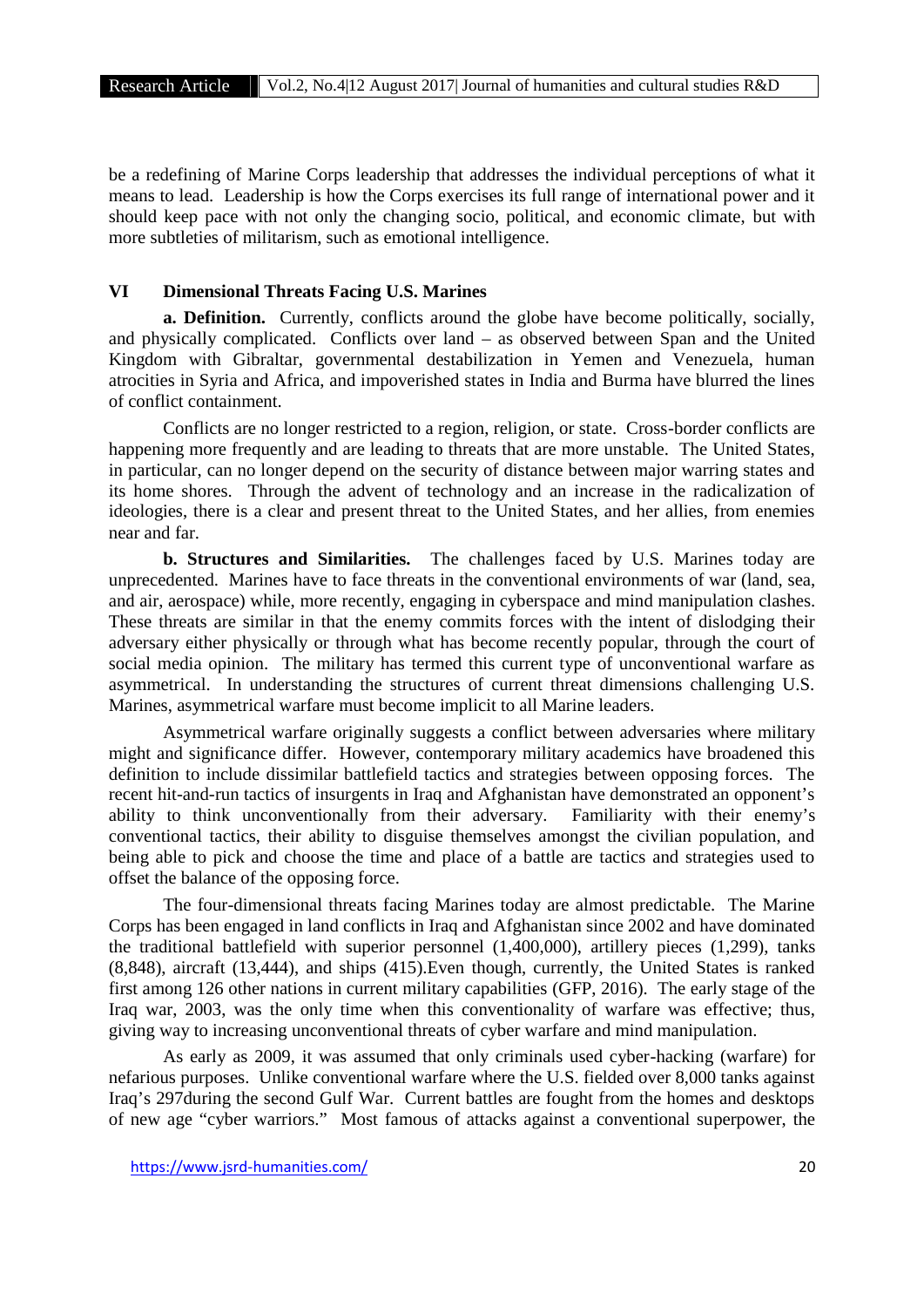be a redefining of Marine Corps leadership that addresses the individual perceptions of what it means to lead. Leadership is how the Corps exercises its full range of international power and it should keep pace with not only the changing socio, political, and economic climate, but with more subtleties of militarism, such as emotional intelligence.

## VI Dimensional Threats Facing U.S. Marines

**a. Definition.** Currently, conflicts around the globe have become politically, socially, and physically complicated. Conflicts over land – as observed between Span and the United Kingdom with Gibraltar, governmental destabilization in Yemen and Venezuela, human atrocities in Syria and Africa, and impoverished states in India and Burma have blurred the lines of conflict containment.

Conflicts are no longer restricted to a region, religion, or state. Cross-border conflicts are happening more frequently and are leading to threats that are more unstable. The United States, in particular, can no longer depend on the security of distance between major warring states and its home shores. Through the advent of technology and an increase in the radicalization of ideologies, there is a clear and present threat to the United States, and her allies, from enemies near and far.

**b. Structures and Similarities.** The challenges faced by U.S. Marines today are unprecedented. Marines have to face threats in the conventional environments of war (land, sea, and air, aerospace) while, more recently, engaging in cyberspace and mind manipulation clashes. These threats are similar in that the enemy commits forces with the intent of dislodging their adversary either physically or through what has become recently popular, through the court of social media opinion. The military has termed this current type of unconventional warfare as asymmetrical. In understanding the structures of current threat dimensions challenging U.S. Marines, asymmetrical warfare must become implicit to all Marine leaders.

Asymmetrical warfare originally suggests a conflict between adversaries where military might and significance differ. However, contemporary military academics have broadened this definition to include dissimilar battlefield tactics and strategies between opposing forces. The recent hit-and-run tactics of insurgents in Iraq and Afghanistan have demonstrated an opponent's ability to think unconventionally from their adversary. Familiarity with their enemy's conventional tactics, their ability to disguise themselves amongst the civilian population, and being able to pick and choose the time and place of a battle are tactics and strategies used to offset the balance of the opposing force.

The four-dimensional threats facing Marines today are almost predictable. The Marine Corps has been engaged in land conflicts in Iraq and Afghanistan since 2002 and have dominated the traditional battlefield with superior personnel (1,400,000), artillery pieces (1,299), tanks (8,848), aircraft (13,444), and ships (415).Even though, currently, the United States is ranked first among 126 other nations in current military capabilities (GFP, 2016). The early stage of the Iraq war, 2003, was the only time when this conventionality of warfare was effective; thus, giving way to increasing unconventional threats of cyber warfare and mind manipulation.

As early as 2009, it was assumed that only criminals used cyber-hacking (warfare) for nefarious purposes. Unlike conventional warfare where the U.S. fielded over 8,000 tanks against Iraq's 297during the second Gulf War. Current battles are fought from the homes and desktops of new age "cyber warriors." Most famous of attacks against a conventional superpower, the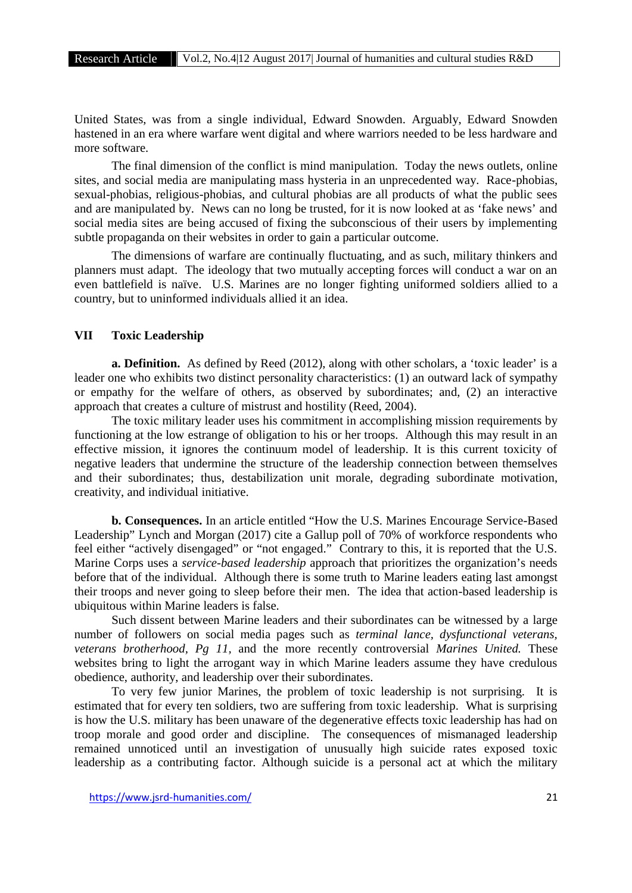United States, was from a single individual, Edward Snowden. Arguably, Edward Snowden hastened in an era where warfare went digital and where warriors needed to be less hardware and more software.

The final dimension of the conflict is mind manipulation. Today the news outlets, online sites, and social media are manipulating mass hysteria in an unprecedented way. Race-phobias, sexual-phobias, religious-phobias, and cultural phobias are all products of what the public sees and are manipulated by. News can no long be trusted, for it is now looked at as 'fake news' and social media sites are being accused of fixing the subconscious of their users by implementing subtle propaganda on their websites in order to gain a particular outcome.

The dimensions of warfare are continually fluctuating, and as such, military thinkers and planners must adapt. The ideology that two mutually accepting forces will conduct a war on an even battlefield is naïve. U.S. Marines are no longer fighting uniformed soldiers allied to a country, but to uninformed individuals allied it an idea.

## VII Toxic Leadership

**a. Definition.** As defined by Reed (2012), along with other scholars, a 'toxic leader' is a leader one who exhibits two distinct personality characteristics: (1) an outward lack of sympathy or empathy for the welfare of others, as observed by subordinates; and, (2) an interactive approach that creates a culture of mistrust and hostility (Reed, 2004).

The toxic military leader uses his commitment in accomplishing mission requirements by functioning at the low estrange of obligation to his or her troops. Although this may result in an effective mission, it ignores the continuum model of leadership. It is this current toxicity of negative leaders that undermine the structure of the leadership connection between themselves and their subordinates; thus, destabilization unit morale, degrading subordinate motivation, creativity, and individual initiative.

**b. Consequences.** In an article entitled "How the U.S. Marines Encourage Service-Based Leadership" Lynch and Morgan (2017) cite a Gallup poll of 70% of workforce respondents who feel either "actively disengaged" or "not engaged." Contrary to this, it is reported that the U.S. Marine Corps uses a *service-based leadership* approach that prioritizes the organization's needs before that of the individual. Although there is some truth to Marine leaders eating last amongst their troops and never going to sleep before their men. The idea that action-based leadership is ubiquitous within Marine leaders is false.

Such dissent between Marine leaders and their subordinates can be witnessed by a large number of followers on social media pages such as *terminal lance, dysfunctional veterans, veterans brotherhood, Pg 11*, and the more recently controversial *Marines United.* These websites bring to light the arrogant way in which Marine leaders assume they have credulous obedience, authority, and leadership over their subordinates.

To very few junior Marines, the problem of toxic leadership is not surprising. It is estimated that for every ten soldiers, two are suffering from toxic leadership. What is surprising is how the U.S. military has been unaware of the degenerative effects toxic leadership has had on troop morale and good order and discipline. The consequences of mismanaged leadership remained unnoticed until an investigation of unusually high suicide rates exposed toxic leadership as a contributing factor. Although suicide is a personal act at which the military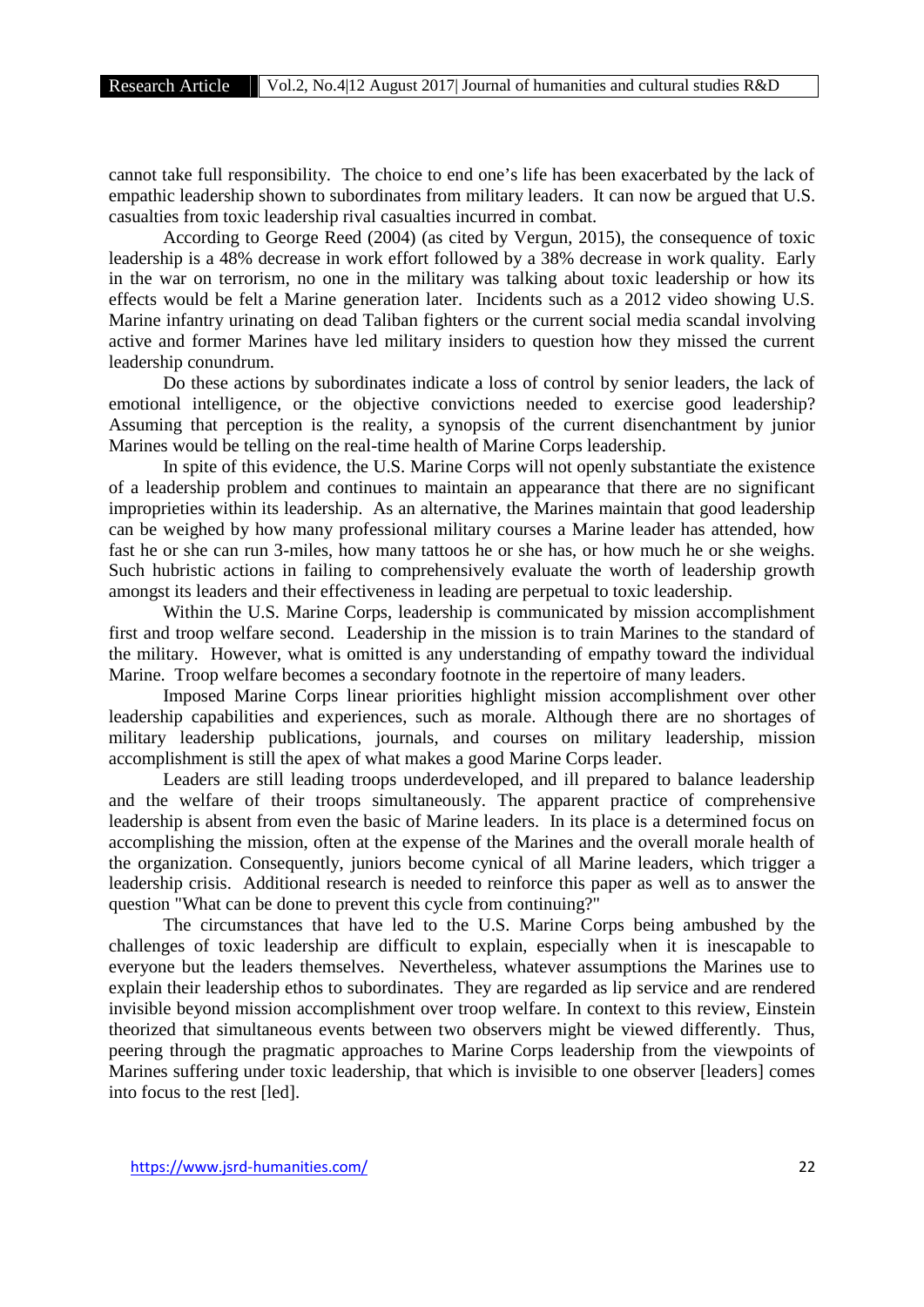cannot take full responsibility. The choice to end one's life has been exacerbated by the lack of empathic leadership shown to subordinates from military leaders. It can now be argued that U.S. casualties from toxic leadership rival casualties incurred in combat.

According to George Reed (2004) (as cited by Vergun, 2015), the consequence of toxic leadership is a 48% decrease in work effort followed by a 38% decrease in work quality. Early in the war on terrorism, no one in the military was talking about toxic leadership or how its effects would be felt a Marine generation later. Incidents such as a 2012 video showing U.S. Marine infantry urinating on dead Taliban fighters or the current social media scandal involving active and former Marines have led military insiders to question how they missed the current leadership conundrum.

Do these actions by subordinates indicate a loss of control by senior leaders, the lack of emotional intelligence, or the objective convictions needed to exercise good leadership? Assuming that perception is the reality, a synopsis of the current disenchantment by junior Marines would be telling on the real-time health of Marine Corps leadership.

In spite of this evidence, the U.S. Marine Corps will not openly substantiate the existence of a leadership problem and continues to maintain an appearance that there are no significant improprieties within its leadership. As an alternative, the Marines maintain that good leadership can be weighed by how many professional military courses a Marine leader has attended, how fast he or she can run 3-miles, how many tattoos he or she has, or how much he or she weighs. Such hubristic actions in failing to comprehensively evaluate the worth of leadership growth amongst its leaders and their effectiveness in leading are perpetual to toxic leadership.

Within the U.S. Marine Corps, leadership is communicated by mission accomplishment first and troop welfare second. Leadership in the mission is to train Marines to the standard of the military. However, what is omitted is any understanding of empathy toward the individual Marine. Troop welfare becomes a secondary footnote in the repertoire of many leaders.

Imposed Marine Corps linear priorities highlight mission accomplishment over other leadership capabilities and experiences, such as morale. Although there are no shortages of military leadership publications, journals, and courses on military leadership, mission accomplishment is still the apex of what makes a good Marine Corps leader.

Leaders are still leading troops underdeveloped, and ill prepared to balance leadership and the welfare of their troops simultaneously. The apparent practice of comprehensive leadership is absent from even the basic of Marine leaders. In its place is a determined focus on accomplishing the mission, often at the expense of the Marines and the overall morale health of the organization. Consequently, juniors become cynical of all Marine leaders, which trigger a leadership crisis. Additional research is needed to reinforce this paper as well as to answer the question "What can be done to prevent this cycle from continuing?"

The circumstances that have led to the U.S. Marine Corps being ambushed by the challenges of toxic leadership are difficult to explain, especially when it is inescapable to everyone but the leaders themselves. Nevertheless, whatever assumptions the Marines use to explain their leadership ethos to subordinates. They are regarded as lip service and are rendered invisible beyond mission accomplishment over troop welfare. In context to this review, Einstein theorized that simultaneous events between two observers might be viewed differently. Thus, peering through the pragmatic approaches to Marine Corps leadership from the viewpoints of Marines suffering under toxic leadership, that which is invisible to one observer [leaders] comes into focus to the rest [led].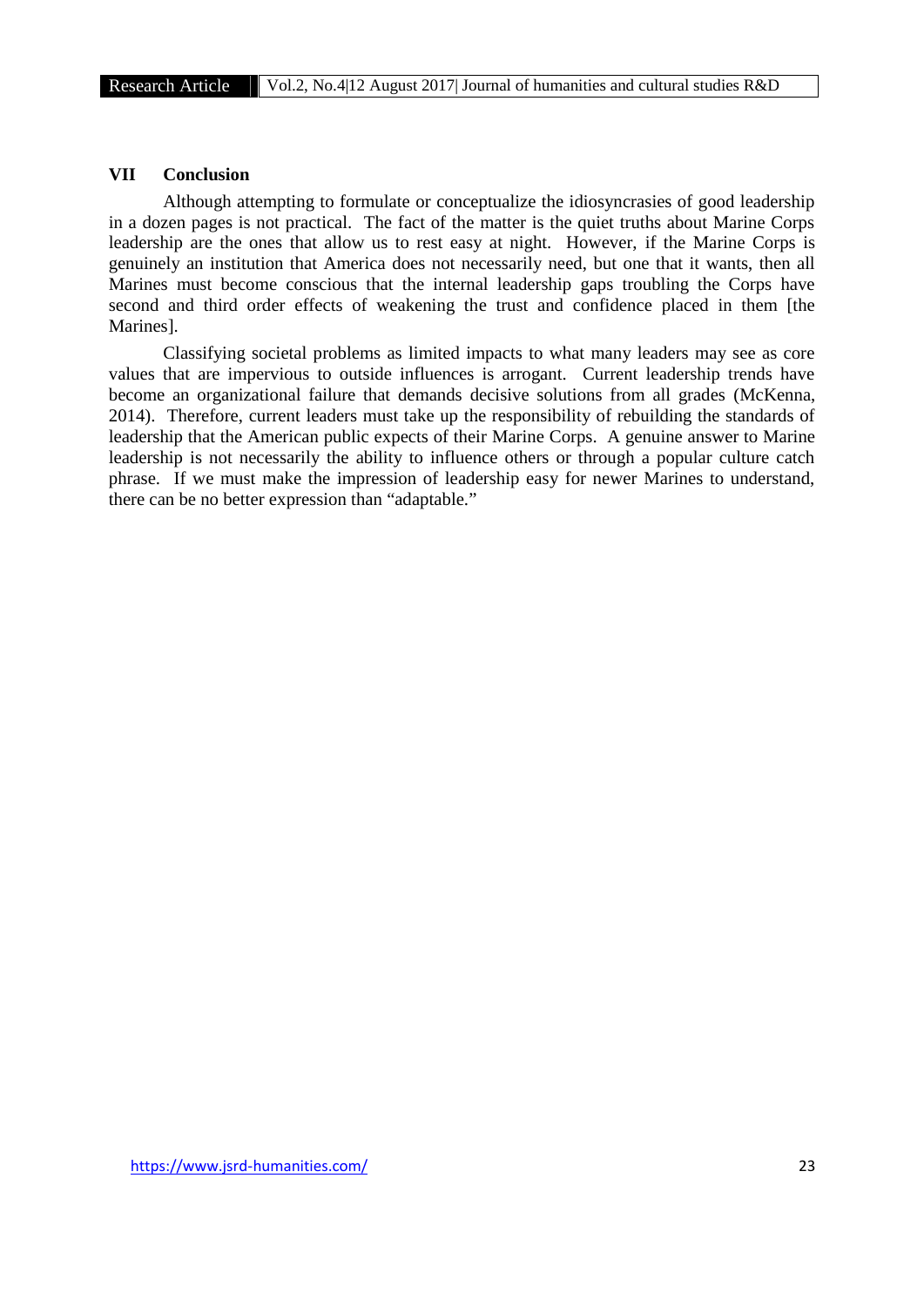## VII Conclusion

Although attempting to formulate or conceptualize the idiosyncrasies of good leadership in a dozen pages is not practical. The fact of the matter is the quiet truths about Marine Corps leadership are the ones that allow us to rest easy at night. However, if the Marine Corps is genuinely an institution that America does not necessarily need, but one that it wants, then all Marines must become conscious that the internal leadership gaps troubling the Corps have second and third order effects of weakening the trust and confidence placed in them [the Marines].

Classifying societal problems as limited impacts to what many leaders may see as core values that are impervious to outside influences is arrogant. Current leadership trends have become an organizational failure that demands decisive solutions from all grades (McKenna, 2014). Therefore, current leaders must take up the responsibility of rebuilding the standards of leadership that the American public expects of their Marine Corps. A genuine answer to Marine leadership is not necessarily the ability to influence others or through a popular culture catch phrase. If we must make the impression of leadership easy for newer Marines to understand, there can be no better expression than "adaptable."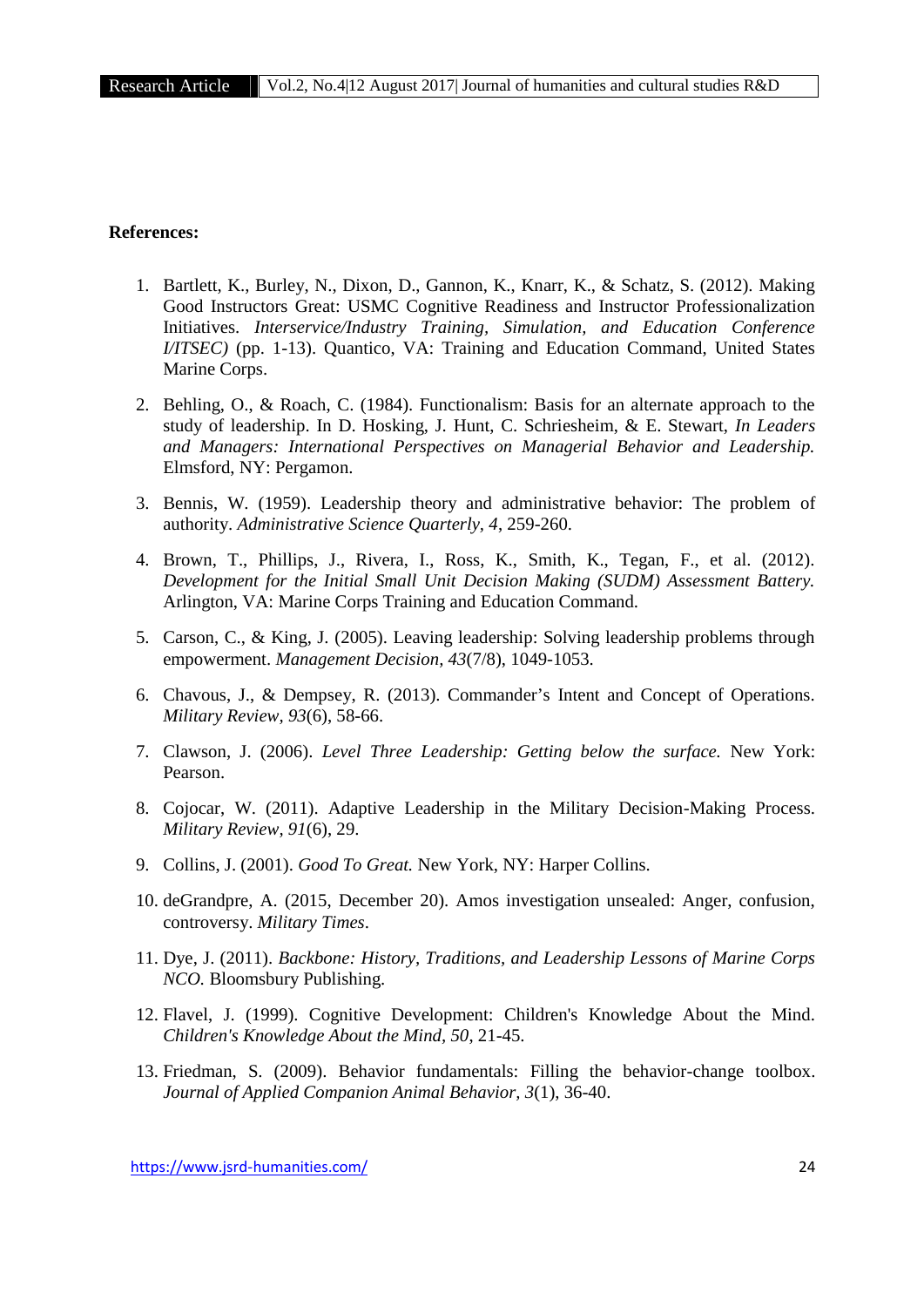**References:**

1. Bartlett, K., Burley, N., Dixon, D., Gannon, K., Knarr, K., & Schatz, S. (2012). Making Good Instructors Great: USMC Cognitive Readiness and Instructor Professionalization Initiatives. *Interservice/Industry Training, Simulation, and Education Conference I/ITSEC)* (pp. 1-13). Quantico, VA: Training and Education Command, United States Marine Corps.

2. Behling, O., & Roach, C. (1984). Functionalism: Basis for an alternate approach to the study of leadership. In D. Hosking, J. Hunt, C. Schriesheim, & E. Stewart, *In Leaders and Managers: International Perspectives on Managerial Behavior and Leadership.* Elmsford, NY: Pergamon.

3. Bennis, W. (1959). Leadership theory and administrative behavior: The problem of authority. *Administrative Science Quarterly, 4*, 259-260.

4. Brown, T., Phillips, J., Rivera, I., Ross, K., Smith, K., Tegan, F., et al. (2012). *Development for the Initial Small Unit Decision Making (SUDM) Assessment Battery.* Arlington, VA: Marine Corps Training and Education Command.

5. Carson, C., & King, J. (2005). Leaving leadership: Solving leadership problems through empowerment. *Management Decision, 43*(7/8), 1049-1053.

6. Chavous, J., & Dempsey, R. (2013). Commander's Intent and Concept of Operations. *Military Review*, *93*(6), 58-66.

7. Clawson, J. (2006). *Level Three Leadership: Getting below the surface.* New York: Pearson.

8. Cojocar, W. (2011). Adaptive Leadership in the Military Decision-Making Process. *Military Review, 91*(6), 29.

9. Collins, J. (2001). *Good To Great.* New York, NY: Harper Collins.

10. deGrandpre, A. (2015, December 20). Amos investigation unsealed: Anger, confusion, controversy. *Military Times*.

11. Dye, J. (2011). *Backbone: History, Traditions, and Leadership Lessons of Marine Corps NCO.* Bloomsbury Publishing.

12. Flavel, J. (1999). Cognitive Development: Children's Knowledge About the Mind. *Children's Knowledge About the Mind, 50*, 21-45.

13. Friedman, S. (2009). Behavior fundamentals: Filling the behavior-change toolbox. *Journal of Applied Companion Animal Behavior, 3*(1), 36-40.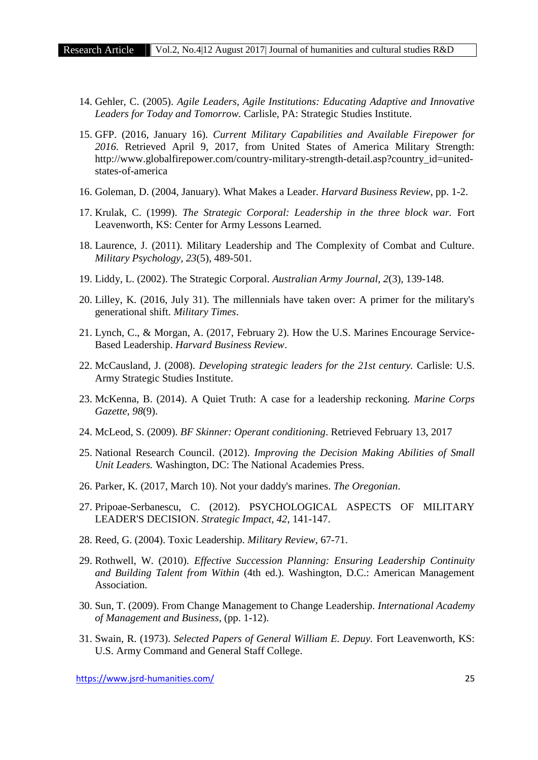14. Gehler, C. (2005). *Agile Leaders, Agile Institutions: Educating Adaptive and Innovative Leaders for Today and Tomorrow.* Carlisle, PA: Strategic Studies Institute.
15. GFP. (2016, January 16). *Current Military Capabilities and Available Firepower for 2016*. Retrieved April 9, 2017, from United States of America Military Strength: http://www.globalfirepower.com/country-military-strength-detail.asp?country_id=united-states-of-america
16. Goleman, D. (2004, January). What Makes a Leader. *Harvard Business Review*, pp. 1-2.
17. Krulak, C. (1999). *The Strategic Corporal: Leadership in the three block war.* Fort Leavenworth, KS: Center for Army Lessons Learned.
18. Laurence, J. (2011). Military Leadership and The Complexity of Combat and Culture. *Military Psychology, 23*(5), 489-501.
19. Liddy, L. (2002). The Strategic Corporal. *Australian Army Journal, 2*(3), 139-148.
20. Lilley, K. (2016, July 31). The millennials have taken over: A primer for the military's generational shift. *Military Times*.
21. Lynch, C., & Morgan, A. (2017, February 2). How the U.S. Marines Encourage Service-Based Leadership. *Harvard Business Review*.
22. McCausland, J. (2008). *Developing strategic leaders for the 21st century.* Carlisle: U.S. Army Strategic Studies Institute.
23. McKenna, B. (2014). A Quiet Truth: A case for a leadership reckoning. *Marine Corps Gazette, 98*(9).
24. McLeod, S. (2009). *BF Skinner: Operant conditioning*. Retrieved February 13, 2017
25. National Research Council. (2012). *Improving the Decision Making Abilities of Small Unit Leaders.* Washington, DC: The National Academies Press.
26. Parker, K. (2017, March 10). Not your daddy's marines. *The Oregonian*.
27. Pripoae-Serbanescu, C. (2012). PSYCHOLOGICAL ASPECTS OF MILITARY LEADER'S DECISION. *Strategic Impact, 42*, 141-147.
28. Reed, G. (2004). Toxic Leadership. *Military Review*, 67-71.
29. Rothwell, W. (2010). *Effective Succession Planning: Ensuring Leadership Continuity and Building Talent from Within* (4th ed.). Washington, D.C.: American Management Association.
30. Sun, T. (2009). From Change Management to Change Leadership. *International Academy of Management and Business*, (pp. 1-12).
31. Swain, R. (1973). *Selected Papers of General William E. Depuy.* Fort Leavenworth, KS: U.S. Army Command and General Staff College.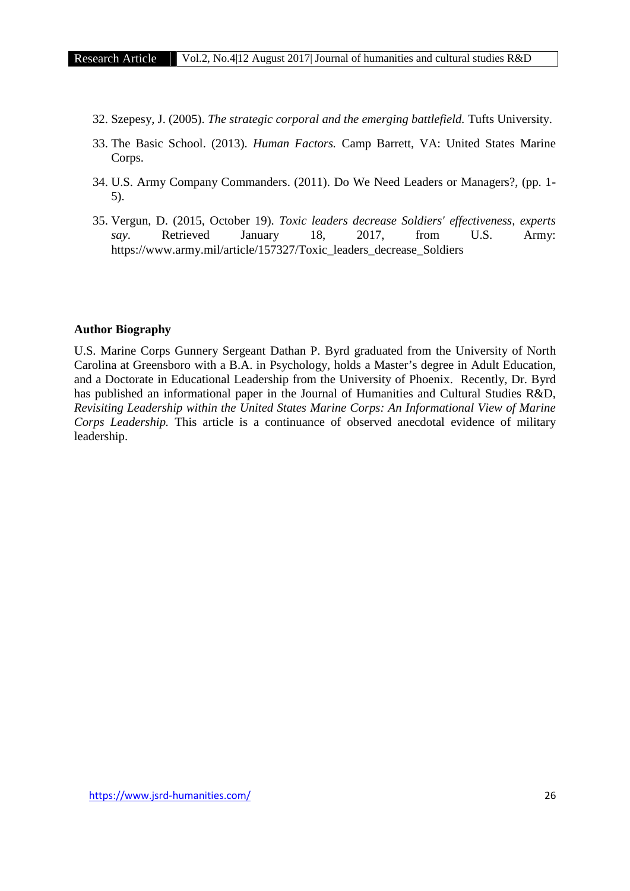32. Szepesy, J. (2005). *The strategic corporal and the emerging battlefield.* Tufts University.

33. The Basic School. (2013). *Human Factors.* Camp Barrett, VA: United States Marine Corps.

34. U.S. Army Company Commanders. (2011). Do We Need Leaders or Managers?, (pp. 1-5).

35. Vergun, D. (2015, October 19). *Toxic leaders decrease Soldiers' effectiveness, experts say.* Retrieved January 18, 2017, from U.S. Army: https://www.army.mil/article/157327/Toxic_leaders_decrease_Soldiers

**Author Biography**

U.S. Marine Corps Gunnery Sergeant Dathan P. Byrd graduated from the University of North Carolina at Greensboro with a B.A. in Psychology, holds a Master's degree in Adult Education, and a Doctorate in Educational Leadership from the University of Phoenix. Recently, Dr. Byrd has published an informational paper in the Journal of Humanities and Cultural Studies R&D, *Revisiting Leadership within the United States Marine Corps: An Informational View of Marine Corps Leadership.* This article is a continuance of observed anecdotal evidence of military leadership.